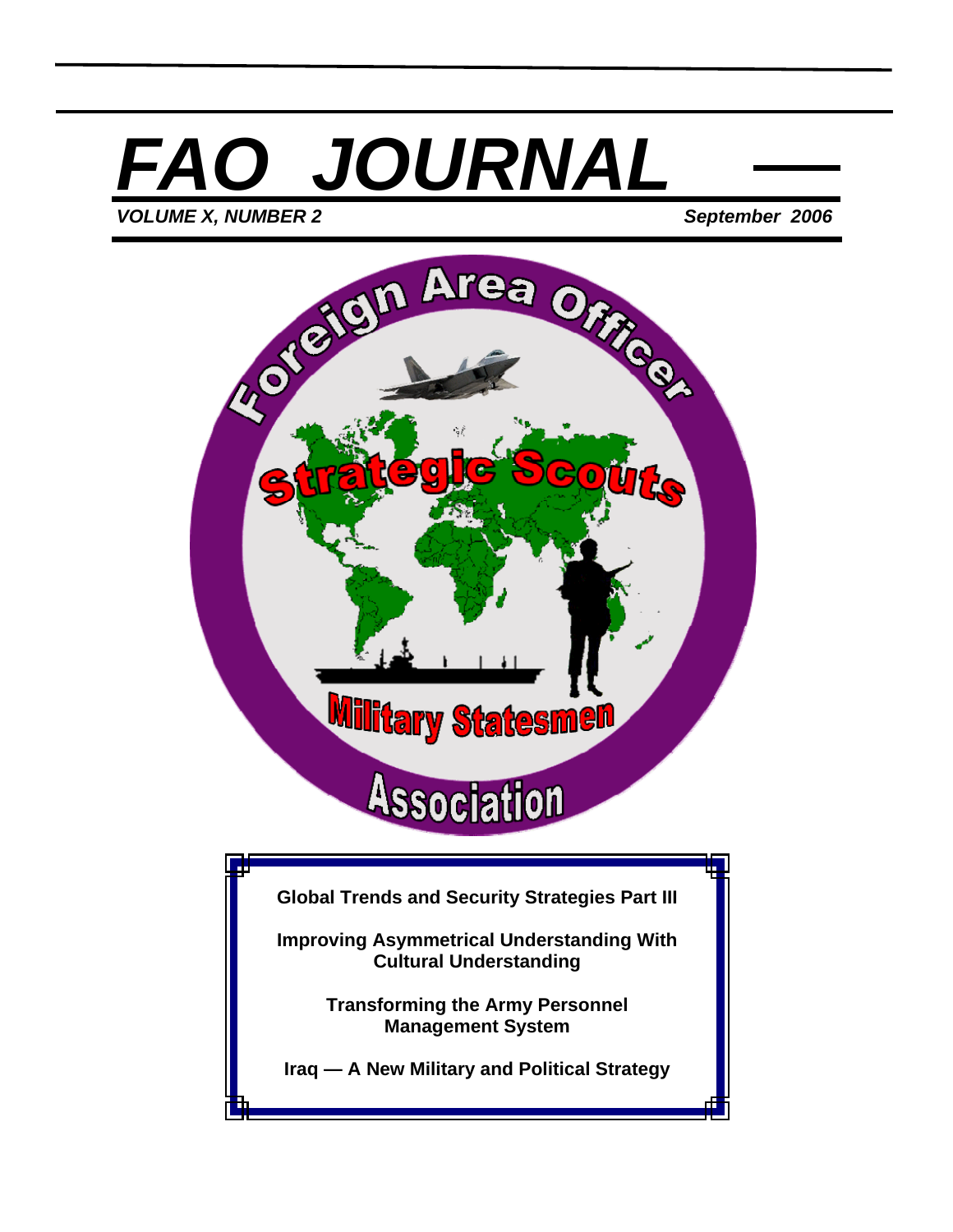# FAO JOURNAL

***VOLUME X, NUMBER 2*** ***September 2006***

Foreign Area Officer

Strategic Scouts

Military Statesmen

Association

**Global Trends and Security Strategies Part III**

**Improving Asymmetrical Understanding With Cultural Understanding**

**Transforming the Army Personnel Management System**

**Iraq — A New Military and Political Strategy**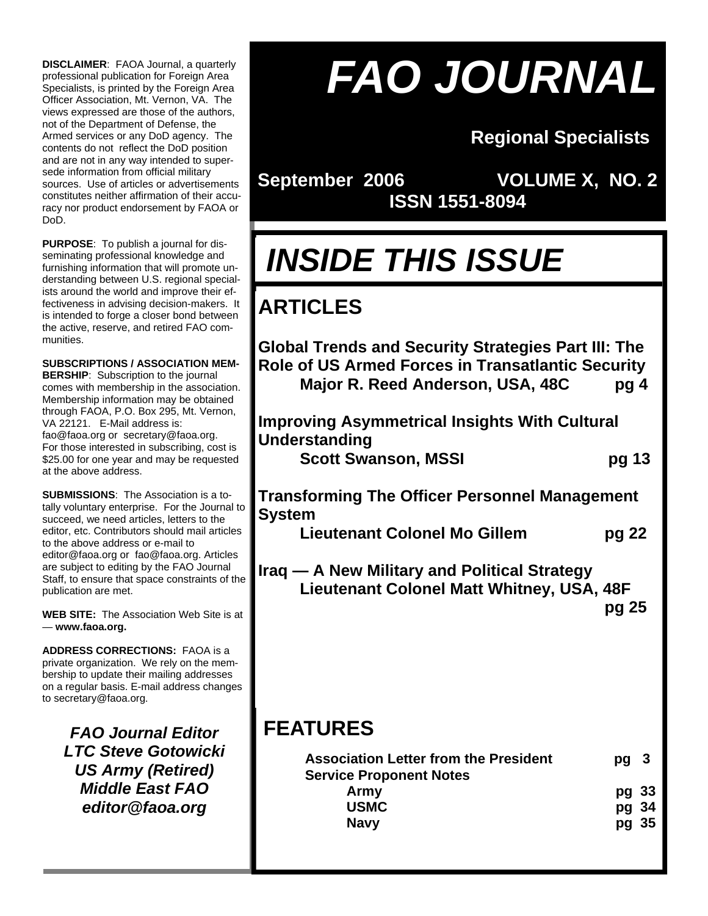**DISCLAIMER**: FAOA Journal, a quarterly professional publication for Foreign Area Specialists, is printed by the Foreign Area Officer Association, Mt. Vernon, VA. The views expressed are those of the authors, not of the Department of Defense, the Armed services or any DoD agency. The contents do not reflect the DoD position and are not in any way intended to supersede information from official military sources. Use of articles or advertisements constitutes neither affirmation of their accuracy nor product endorsement by FAOA or DoD.

**PURPOSE**: To publish a journal for disseminating professional knowledge and furnishing information that will promote understanding between U.S. regional specialists around the world and improve their effectiveness in advising decision-makers. It is intended to forge a closer bond between the active, reserve, and retired FAO communities.

**SUBSCRIPTIONS / ASSOCIATION MEMBERSHIP**: Subscription to the journal comes with membership in the association. Membership information may be obtained through FAOA, P.O. Box 295, Mt. Vernon, VA 22121. E-Mail address is: fao@faoa.org or secretary@faoa.org. For those interested in subscribing, cost is $25.00 for one year and may be requested at the above address.

**SUBMISSIONS**: The Association is a totally voluntary enterprise. For the Journal to succeed, we need articles, letters to the editor, etc. Contributors should mail articles to the above address or e-mail to editor@faoa.org or fao@faoa.org. Articles are subject to editing by the FAO Journal Staff, to ensure that space constraints of the publication are met.

**WEB SITE:** The Association Web Site is at — **www.faoa.org.**

**ADDRESS CORRECTIONS:** FAOA is a private organization. We rely on the membership to update their mailing addresses on a regular basis. E-mail address changes to secretary@faoa.org.

***FAO Journal Editor***
***LTC Steve Gotowicki***
***US Army (Retired)***
***Middle East FAO***
***editor@faoa.org***

# *FAO JOURNAL*

**Regional Specialists**

**September 2006 VOLUME X, NO. 2**
**ISSN 1551-8094**

# *INSIDE THIS ISSUE*

## ARTICLES

**Global Trends and Security Strategies Part III: The Role of US Armed Forces in Transatlantic Security**
**Major R. Reed Anderson, USA, 48C — pg 4**

**Improving Asymmetrical Insights With Cultural Understanding**
**Scott Swanson, MSSI — pg 13**

**Transforming The Officer Personnel Management System**
**Lieutenant Colonel Mo Gillem — pg 22**

**Iraq — A New Military and Political Strategy**
**Lieutenant Colonel Matt Whitney, USA, 48F — pg 25**

## FEATURES

**Association Letter from the President — pg 3**
**Service Proponent Notes**
- **Army — pg 33**
- **USMC — pg 34**
- **Navy — pg 35**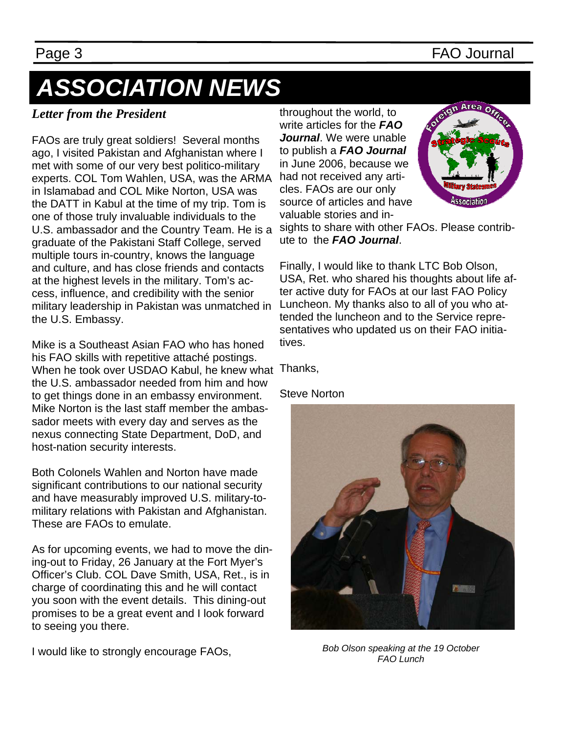# ASSOCIATION NEWS

## *Letter from the President*

FAOs are truly great soldiers! Several months ago, I visited Pakistan and Afghanistan where I met with some of our very best politico-military experts. COL Tom Wahlen, USA, was the ARMA in Islamabad and COL Mike Norton, USA was the DATT in Kabul at the time of my trip. Tom is one of those truly invaluable individuals to the U.S. ambassador and the Country Team. He is a graduate of the Pakistani Staff College, served multiple tours in-country, knows the language and culture, and has close friends and contacts at the highest levels in the military. Tom's access, influence, and credibility with the senior military leadership in Pakistan was unmatched in the U.S. Embassy.

Mike is a Southeast Asian FAO who has honed his FAO skills with repetitive attaché postings. When he took over USDAO Kabul, he knew what the U.S. ambassador needed from him and how to get things done in an embassy environment. Mike Norton is the last staff member the ambassador meets with every day and serves as the nexus connecting State Department, DoD, and host-nation security interests.

Both Colonels Wahlen and Norton have made significant contributions to our national security and have measurably improved U.S. military-to-military relations with Pakistan and Afghanistan. These are FAOs to emulate.

As for upcoming events, we had to move the dining-out to Friday, 26 January at the Fort Myer's Officer's Club. COL Dave Smith, USA, Ret., is in charge of coordinating this and he will contact you soon with the event details. This dining-out promises to be a great event and I look forward to seeing you there.

I would like to strongly encourage FAOs, throughout the world, to write articles for the ***FAO Journal***. We were unable to publish a ***FAO Journal*** in June 2006, because we had not received any articles. FAOs are our only source of articles and have valuable stories and insights to share with other FAOs. Please contribute to the ***FAO Journal***.

Finally, I would like to thank LTC Bob Olson, USA, Ret. who shared his thoughts about life after active duty for FAOs at our last FAO Policy Luncheon. My thanks also to all of you who attended the luncheon and to the Service representatives who updated us on their FAO initiatives.

Thanks,

Steve Norton

*Bob Olson speaking at the 19 October FAO Lunch*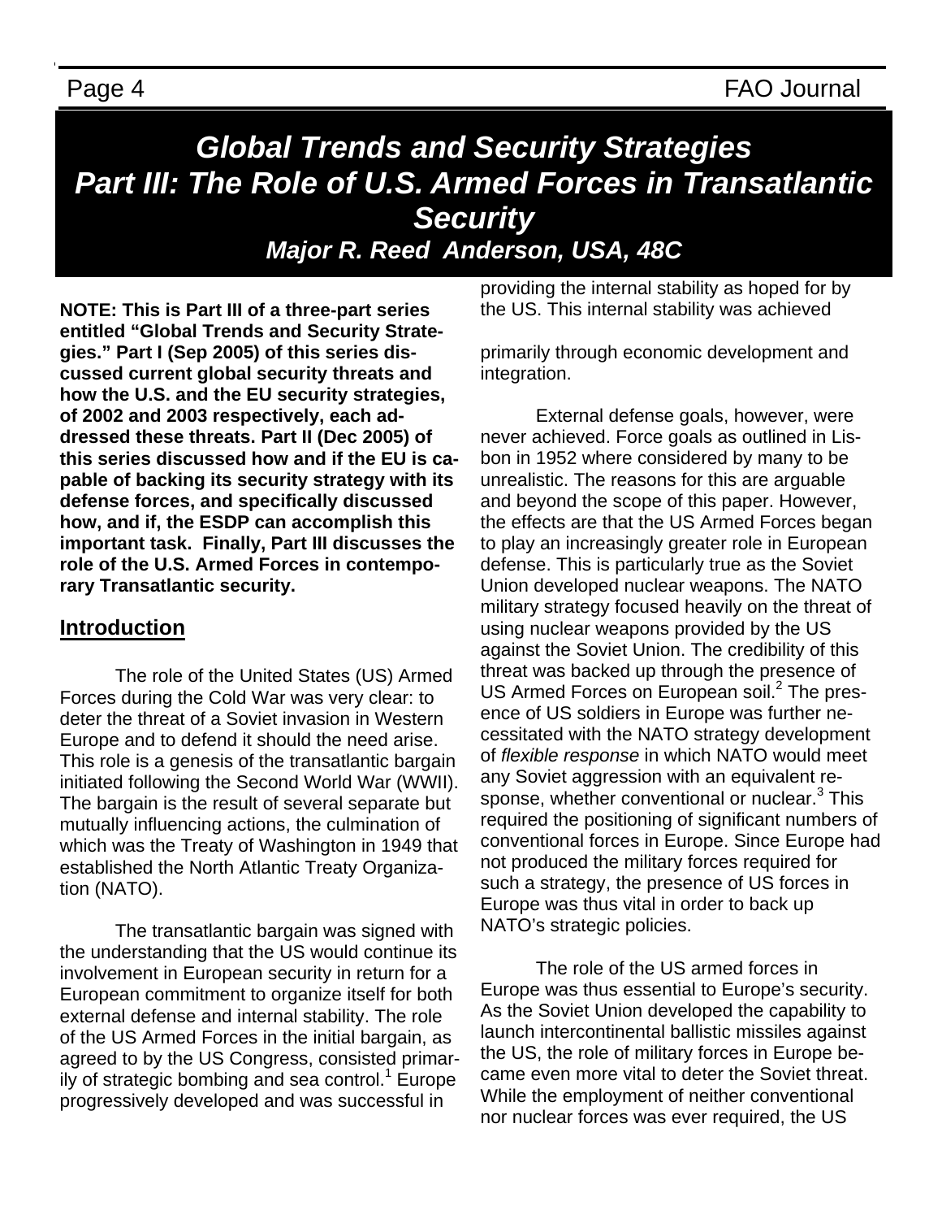# Global Trends and Security Strategies
# Part III: The Role of U.S. Armed Forces in Transatlantic Security

### Major R. Reed Anderson, USA, 48C

**NOTE: This is Part III of a three-part series entitled "Global Trends and Security Strategies." Part I (Sep 2005) of this series discussed current global security threats and how the U.S. and the EU security strategies, of 2002 and 2003 respectively, each addressed these threats. Part II (Dec 2005) of this series discussed how and if the EU is capable of backing its security strategy with its defense forces, and specifically discussed how, and if, the ESDP can accomplish this important task. Finally, Part III discusses the role of the U.S. Armed Forces in contemporary Transatlantic security.**

## Introduction

The role of the United States (US) Armed Forces during the Cold War was very clear: to deter the threat of a Soviet invasion in Western Europe and to defend it should the need arise. This role is a genesis of the transatlantic bargain initiated following the Second World War (WWII). The bargain is the result of several separate but mutually influencing actions, the culmination of which was the Treaty of Washington in 1949 that established the North Atlantic Treaty Organization (NATO).

The transatlantic bargain was signed with the understanding that the US would continue its involvement in European security in return for a European commitment to organize itself for both external defense and internal stability. The role of the US Armed Forces in the initial bargain, as agreed to by the US Congress, consisted primarily of strategic bombing and sea control.[1] Europe progressively developed and was successful in providing the internal stability as hoped for by the US. This internal stability was achieved primarily through economic development and integration.

External defense goals, however, were never achieved. Force goals as outlined in Lisbon in 1952 where considered by many to be unrealistic. The reasons for this are arguable and beyond the scope of this paper. However, the effects are that the US Armed Forces began to play an increasingly greater role in European defense. This is particularly true as the Soviet Union developed nuclear weapons. The NATO military strategy focused heavily on the threat of using nuclear weapons provided by the US against the Soviet Union. The credibility of this threat was backed up through the presence of US Armed Forces on European soil.[2] The presence of US soldiers in Europe was further necessitated with the NATO strategy development of *flexible response* in which NATO would meet any Soviet aggression with an equivalent response, whether conventional or nuclear.[3] This required the positioning of significant numbers of conventional forces in Europe. Since Europe had not produced the military forces required for such a strategy, the presence of US forces in Europe was thus vital in order to back up NATO's strategic policies.

The role of the US armed forces in Europe was thus essential to Europe's security. As the Soviet Union developed the capability to launch intercontinental ballistic missiles against the US, the role of military forces in Europe became even more vital to deter the Soviet threat. While the employment of neither conventional nor nuclear forces was ever required, the US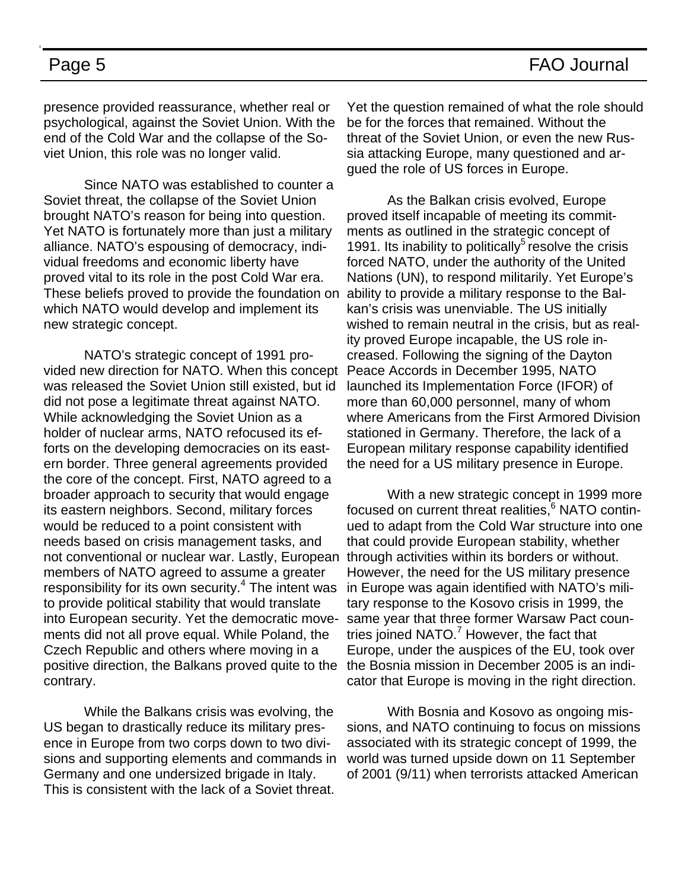presence provided reassurance, whether real or psychological, against the Soviet Union. With the end of the Cold War and the collapse of the Soviet Union, this role was no longer valid.

Since NATO was established to counter a Soviet threat, the collapse of the Soviet Union brought NATO's reason for being into question. Yet NATO is fortunately more than just a military alliance. NATO's espousing of democracy, individual freedoms and economic liberty have proved vital to its role in the post Cold War era. These beliefs proved to provide the foundation on which NATO would develop and implement its new strategic concept.

NATO's strategic concept of 1991 provided new direction for NATO. When this concept was released the Soviet Union still existed, but id did not pose a legitimate threat against NATO. While acknowledging the Soviet Union as a holder of nuclear arms, NATO refocused its efforts on the developing democracies on its eastern border. Three general agreements provided the core of the concept. First, NATO agreed to a broader approach to security that would engage its eastern neighbors. Second, military forces would be reduced to a point consistent with needs based on crisis management tasks, and not conventional or nuclear war. Lastly, European members of NATO agreed to assume a greater responsibility for its own security.[4] The intent was to provide political stability that would translate into European security. Yet the democratic movements did not all prove equal. While Poland, the Czech Republic and others where moving in a positive direction, the Balkans proved quite to the contrary.

While the Balkans crisis was evolving, the US began to drastically reduce its military presence in Europe from two corps down to two divisions and supporting elements and commands in Germany and one undersized brigade in Italy. This is consistent with the lack of a Soviet threat. Yet the question remained of what the role should be for the forces that remained. Without the threat of the Soviet Union, or even the new Russia attacking Europe, many questioned and argued the role of US forces in Europe.

As the Balkan crisis evolved, Europe proved itself incapable of meeting its commitments as outlined in the strategic concept of 1991. Its inability to politically[5] resolve the crisis forced NATO, under the authority of the United Nations (UN), to respond militarily. Yet Europe's ability to provide a military response to the Balkan's crisis was unenviable. The US initially wished to remain neutral in the crisis, but as reality proved Europe incapable, the US role increased. Following the signing of the Dayton Peace Accords in December 1995, NATO launched its Implementation Force (IFOR) of more than 60,000 personnel, many of whom where Americans from the First Armored Division stationed in Germany. Therefore, the lack of a European military response capability identified the need for a US military presence in Europe.

With a new strategic concept in 1999 more focused on current threat realities,[6] NATO continued to adapt from the Cold War structure into one that could provide European stability, whether through activities within its borders or without. However, the need for the US military presence in Europe was again identified with NATO's military response to the Kosovo crisis in 1999, the same year that three former Warsaw Pact countries joined NATO.[7] However, the fact that Europe, under the auspices of the EU, took over the Bosnia mission in December 2005 is an indicator that Europe is moving in the right direction.

With Bosnia and Kosovo as ongoing missions, and NATO continuing to focus on missions associated with its strategic concept of 1999, the world was turned upside down on 11 September of 2001 (9/11) when terrorists attacked American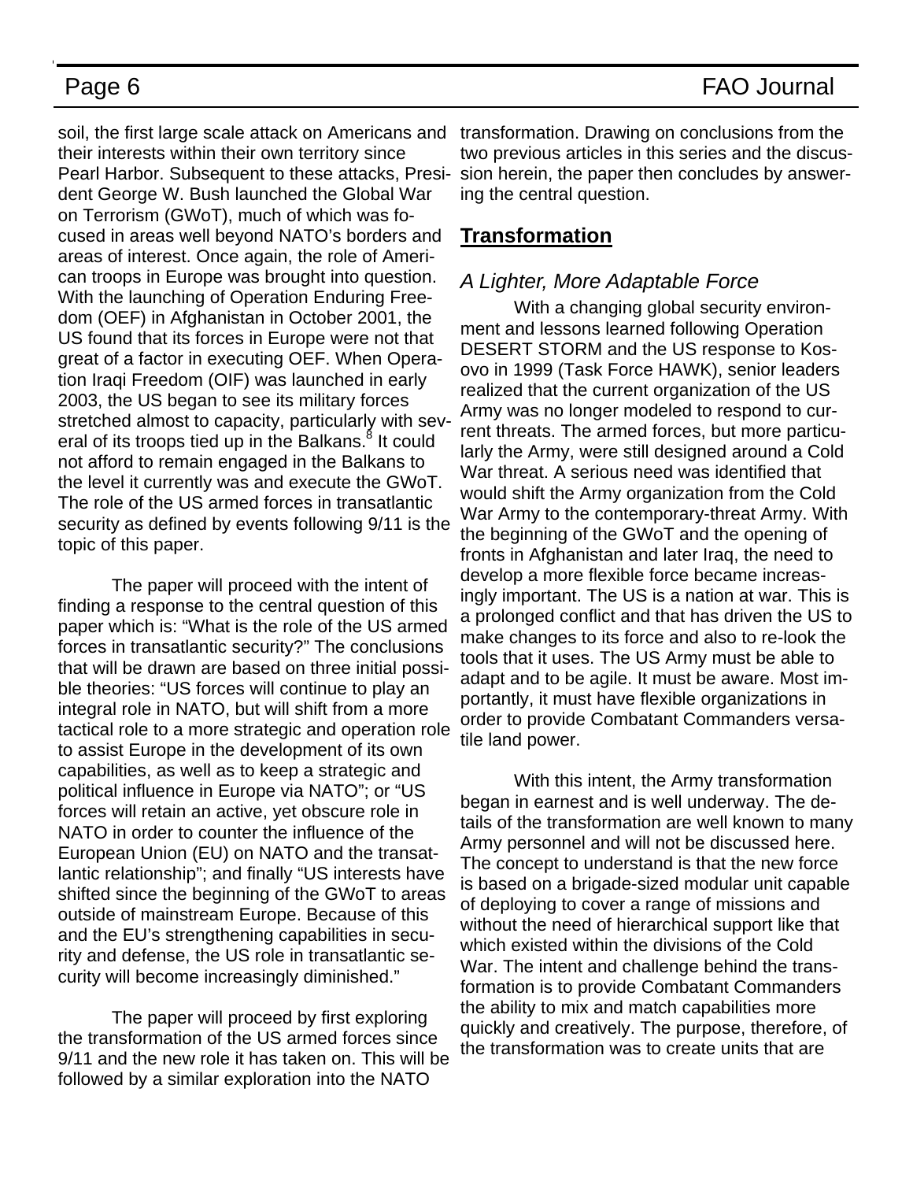soil, the first large scale attack on Americans and their interests within their own territory since Pearl Harbor. Subsequent to these attacks, President George W. Bush launched the Global War on Terrorism (GWoT), much of which was focused in areas well beyond NATO's borders and areas of interest. Once again, the role of American troops in Europe was brought into question. With the launching of Operation Enduring Freedom (OEF) in Afghanistan in October 2001, the US found that its forces in Europe were not that great of a factor in executing OEF. When Operation Iraqi Freedom (OIF) was launched in early 2003, the US began to see its military forces stretched almost to capacity, particularly with several of its troops tied up in the Balkans.[8] It could not afford to remain engaged in the Balkans to the level it currently was and execute the GWoT. The role of the US armed forces in transatlantic security as defined by events following 9/11 is the topic of this paper.

The paper will proceed with the intent of finding a response to the central question of this paper which is: "What is the role of the US armed forces in transatlantic security?" The conclusions that will be drawn are based on three initial possible theories: "US forces will continue to play an integral role in NATO, but will shift from a more tactical role to a more strategic and operation role to assist Europe in the development of its own capabilities, as well as to keep a strategic and political influence in Europe via NATO"; or "US forces will retain an active, yet obscure role in NATO in order to counter the influence of the European Union (EU) on NATO and the transatlantic relationship"; and finally "US interests have shifted since the beginning of the GWoT to areas outside of mainstream Europe. Because of this and the EU's strengthening capabilities in security and defense, the US role in transatlantic security will become increasingly diminished."

The paper will proceed by first exploring the transformation of the US armed forces since 9/11 and the new role it has taken on. This will be followed by a similar exploration into the NATO transformation. Drawing on conclusions from the two previous articles in this series and the discussion herein, the paper then concludes by answering the central question.

## Transformation

### *A Lighter, More Adaptable Force*

With a changing global security environment and lessons learned following Operation DESERT STORM and the US response to Kosovo in 1999 (Task Force HAWK), senior leaders realized that the current organization of the US Army was no longer modeled to respond to current threats. The armed forces, but more particularly the Army, were still designed around a Cold War threat. A serious need was identified that would shift the Army organization from the Cold War Army to the contemporary-threat Army. With the beginning of the GWoT and the opening of fronts in Afghanistan and later Iraq, the need to develop a more flexible force became increasingly important. The US is a nation at war. This is a prolonged conflict and that has driven the US to make changes to its force and also to re-look the tools that it uses. The US Army must be able to adapt and to be agile. It must be aware. Most importantly, it must have flexible organizations in order to provide Combatant Commanders versatile land power.

With this intent, the Army transformation began in earnest and is well underway. The details of the transformation are well known to many Army personnel and will not be discussed here. The concept to understand is that the new force is based on a brigade-sized modular unit capable of deploying to cover a range of missions and without the need of hierarchical support like that which existed within the divisions of the Cold War. The intent and challenge behind the transformation is to provide Combatant Commanders the ability to mix and match capabilities more quickly and creatively. The purpose, therefore, of the transformation was to create units that are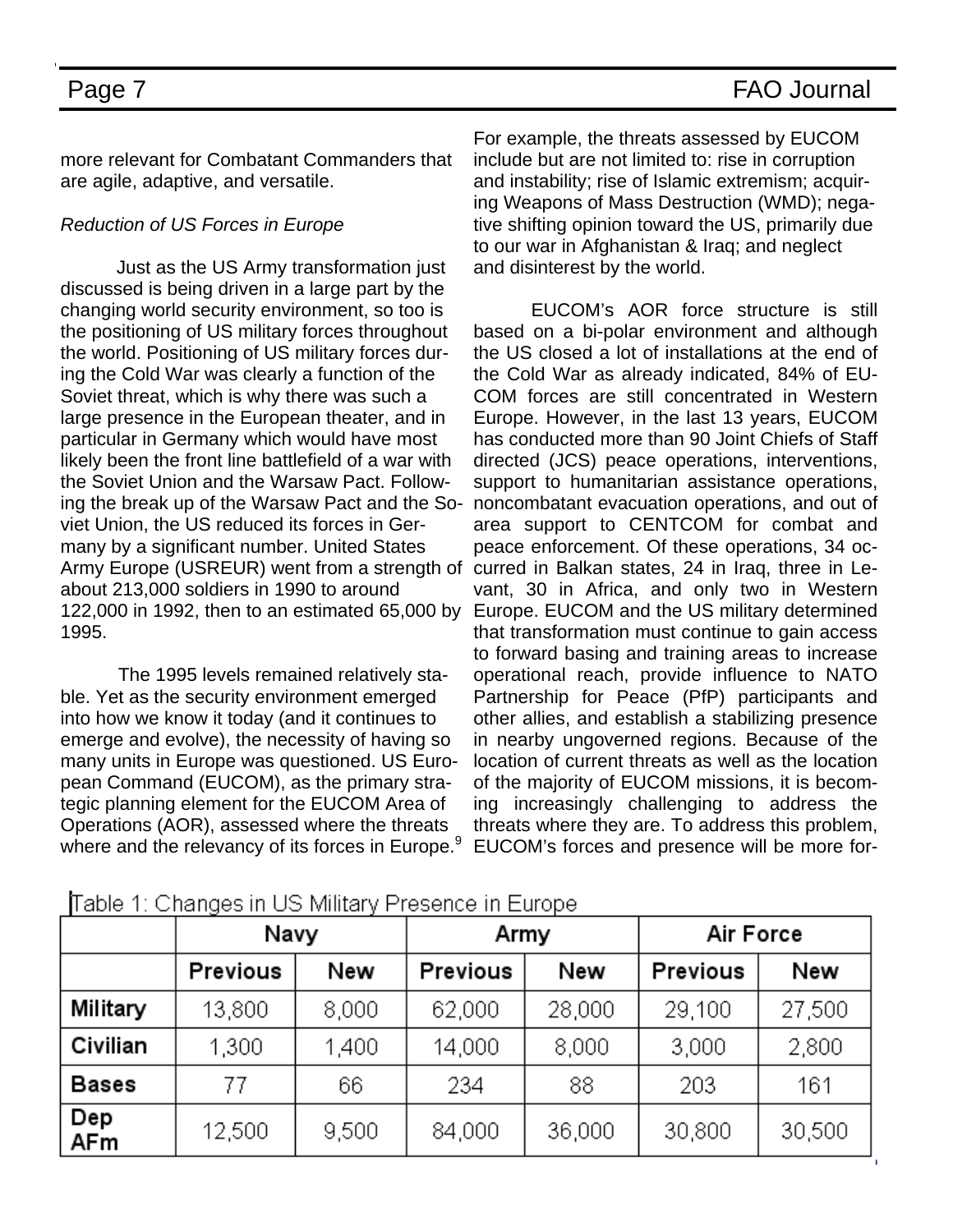more relevant for Combatant Commanders that are agile, adaptive, and versatile.

*Reduction of US Forces in Europe*

Just as the US Army transformation just discussed is being driven in a large part by the changing world security environment, so too is the positioning of US military forces throughout the world. Positioning of US military forces during the Cold War was clearly a function of the Soviet threat, which is why there was such a large presence in the European theater, and in particular in Germany which would have most likely been the front line battlefield of a war with the Soviet Union and the Warsaw Pact. Following the break up of the Warsaw Pact and the Soviet Union, the US reduced its forces in Germany by a significant number. United States Army Europe (USREUR) went from a strength of about 213,000 soldiers in 1990 to around 122,000 in 1992, then to an estimated 65,000 by 1995.

The 1995 levels remained relatively stable. Yet as the security environment emerged into how we know it today (and it continues to emerge and evolve), the necessity of having so many units in Europe was questioned. US European Command (EUCOM), as the primary strategic planning element for the EUCOM Area of Operations (AOR), assessed where the threats where and the relevancy of its forces in Europe.[9] For example, the threats assessed by EUCOM include but are not limited to: rise in corruption and instability; rise of Islamic extremism; acquiring Weapons of Mass Destruction (WMD); negative shifting opinion toward the US, primarily due to our war in Afghanistan & Iraq; and neglect and disinterest by the world.

EUCOM's AOR force structure is still based on a bi-polar environment and although the US closed a lot of installations at the end of the Cold War as already indicated, 84% of EUCOM forces are still concentrated in Western Europe. However, in the last 13 years, EUCOM has conducted more than 90 Joint Chiefs of Staff directed (JCS) peace operations, interventions, support to humanitarian assistance operations, noncombatant evacuation operations, and out of area support to CENTCOM for combat and peace enforcement. Of these operations, 34 occurred in Balkan states, 24 in Iraq, three in Levant, 30 in Africa, and only two in Western Europe. EUCOM and the US military determined that transformation must continue to gain access to forward basing and training areas to increase operational reach, provide influence to NATO Partnership for Peace (PfP) participants and other allies, and establish a stabilizing presence in nearby ungoverned regions. Because of the location of current threats as well as the location of the majority of EUCOM missions, it is becoming increasingly challenging to address the threats where they are. To address this problem, EUCOM's forces and presence will be more for-

Table 1: Changes in US Military Presence in Europe

| | Navy | | Army | | Air Force | |
|---|---|---|---|---|---|---|
| | Previous | New | Previous | New | Previous | New |
| Military | 13,800 | 8,000 | 62,000 | 28,000 | 29,100 | 27,500 |
| Civilian | 1,300 | 1,400 | 14,000 | 8,000 | 3,000 | 2,800 |
| Bases | 77 | 66 | 234 | 88 | 203 | 161 |
| Dep AFm | 12,500 | 9,500 | 84,000 | 36,000 | 30,800 | 30,500 |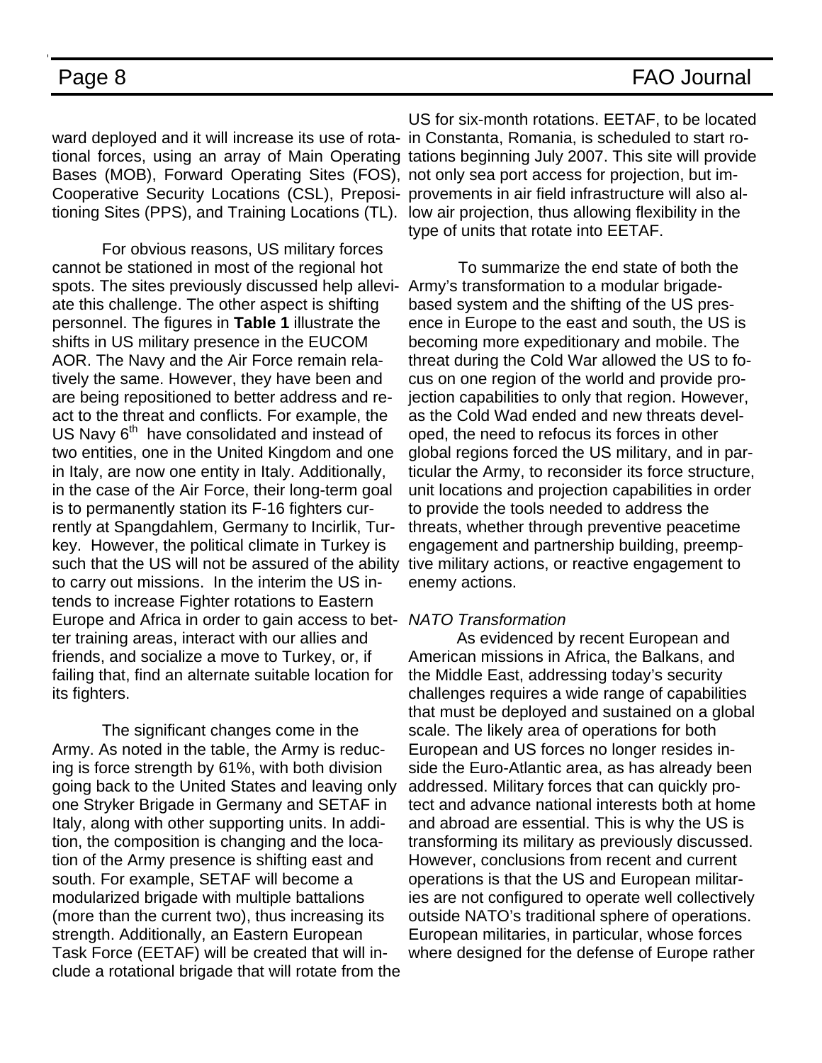ward deployed and it will increase its use of rotational forces, using an array of Main Operating Bases (MOB), Forward Operating Sites (FOS), Cooperative Security Locations (CSL), Prepositioning Sites (PPS), and Training Locations (TL).

For obvious reasons, US military forces cannot be stationed in most of the regional hot spots. The sites previously discussed help alleviate this challenge. The other aspect is shifting personnel. The figures in **Table 1** illustrate the shifts in US military presence in the EUCOM AOR. The Navy and the Air Force remain relatively the same. However, they have been and are being repositioned to better address and react to the threat and conflicts. For example, the US Navy 6th have consolidated and instead of two entities, one in the United Kingdom and one in Italy, are now one entity in Italy. Additionally, in the case of the Air Force, their long-term goal is to permanently station its F-16 fighters currently at Spangdahlem, Germany to Incirlik, Turkey. However, the political climate in Turkey is such that the US will not be assured of the ability to carry out missions. In the interim the US intends to increase Fighter rotations to Eastern Europe and Africa in order to gain access to better training areas, interact with our allies and friends, and socialize a move to Turkey, or, if failing that, find an alternate suitable location for its fighters.

The significant changes come in the Army. As noted in the table, the Army is reducing is force strength by 61%, with both division going back to the United States and leaving only one Stryker Brigade in Germany and SETAF in Italy, along with other supporting units. In addition, the composition is changing and the location of the Army presence is shifting east and south. For example, SETAF will become a modularized brigade with multiple battalions (more than the current two), thus increasing its strength. Additionally, an Eastern European Task Force (EETAF) will be created that will include a rotational brigade that will rotate from the US for six-month rotations. EETAF, to be located in Constanta, Romania, is scheduled to start rotations beginning July 2007. This site will provide not only sea port access for projection, but improvements in air field infrastructure will also allow air projection, thus allowing flexibility in the type of units that rotate into EETAF.

To summarize the end state of both the Army's transformation to a modular brigade-based system and the shifting of the US presence in Europe to the east and south, the US is becoming more expeditionary and mobile. The threat during the Cold War allowed the US to focus on one region of the world and provide projection capabilities to only that region. However, as the Cold Wad ended and new threats developed, the need to refocus its forces in other global regions forced the US military, and in particular the Army, to reconsider its force structure, unit locations and projection capabilities in order to provide the tools needed to address the threats, whether through preventive peacetime engagement and partnership building, preemptive military actions, or reactive engagement to enemy actions.

*NATO Transformation*

As evidenced by recent European and American missions in Africa, the Balkans, and the Middle East, addressing today's security challenges requires a wide range of capabilities that must be deployed and sustained on a global scale. The likely area of operations for both European and US forces no longer resides inside the Euro-Atlantic area, as has already been addressed. Military forces that can quickly protect and advance national interests both at home and abroad are essential. This is why the US is transforming its military as previously discussed. However, conclusions from recent and current operations is that the US and European militaries are not configured to operate well collectively outside NATO's traditional sphere of operations. European militaries, in particular, whose forces where designed for the defense of Europe rather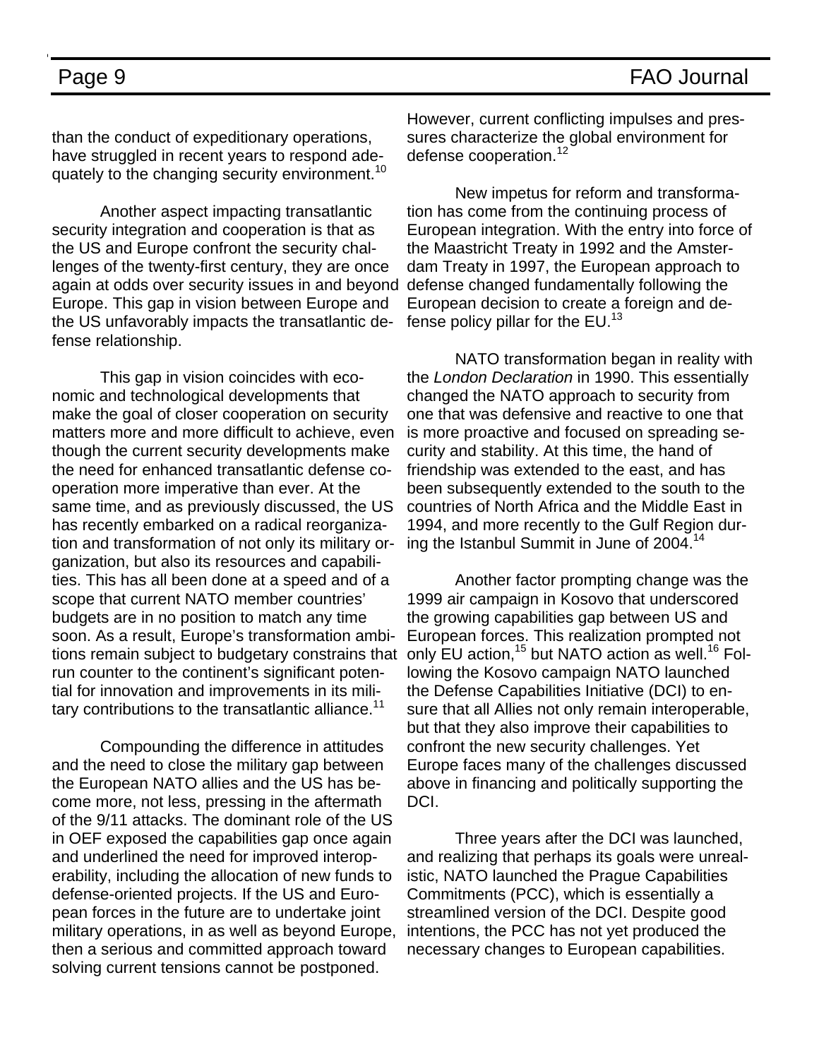than the conduct of expeditionary operations, have struggled in recent years to respond adequately to the changing security environment.[10]

Another aspect impacting transatlantic security integration and cooperation is that as the US and Europe confront the security challenges of the twenty-first century, they are once again at odds over security issues in and beyond Europe. This gap in vision between Europe and the US unfavorably impacts the transatlantic defense relationship.

This gap in vision coincides with economic and technological developments that make the goal of closer cooperation on security matters more and more difficult to achieve, even though the current security developments make the need for enhanced transatlantic defense cooperation more imperative than ever. At the same time, and as previously discussed, the US has recently embarked on a radical reorganization and transformation of not only its military organization, but also its resources and capabilities. This has all been done at a speed and of a scope that current NATO member countries' budgets are in no position to match any time soon. As a result, Europe's transformation ambitions remain subject to budgetary constrains that run counter to the continent's significant potential for innovation and improvements in its military contributions to the transatlantic alliance.[11]

Compounding the difference in attitudes and the need to close the military gap between the European NATO allies and the US has become more, not less, pressing in the aftermath of the 9/11 attacks. The dominant role of the US in OEF exposed the capabilities gap once again and underlined the need for improved interoperability, including the allocation of new funds to defense-oriented projects. If the US and European forces in the future are to undertake joint military operations, in as well as beyond Europe, then a serious and committed approach toward solving current tensions cannot be postponed. However, current conflicting impulses and pressures characterize the global environment for defense cooperation.[12]

New impetus for reform and transformation has come from the continuing process of European integration. With the entry into force of the Maastricht Treaty in 1992 and the Amsterdam Treaty in 1997, the European approach to defense changed fundamentally following the European decision to create a foreign and defense policy pillar for the EU.[13]

NATO transformation began in reality with the *London Declaration* in 1990. This essentially changed the NATO approach to security from one that was defensive and reactive to one that is more proactive and focused on spreading security and stability. At this time, the hand of friendship was extended to the east, and has been subsequently extended to the south to the countries of North Africa and the Middle East in 1994, and more recently to the Gulf Region during the Istanbul Summit in June of 2004.[14]

Another factor prompting change was the 1999 air campaign in Kosovo that underscored the growing capabilities gap between US and European forces. This realization prompted not only EU action,[15] but NATO action as well.[16] Following the Kosovo campaign NATO launched the Defense Capabilities Initiative (DCI) to ensure that all Allies not only remain interoperable, but that they also improve their capabilities to confront the new security challenges. Yet Europe faces many of the challenges discussed above in financing and politically supporting the DCI.

Three years after the DCI was launched, and realizing that perhaps its goals were unrealistic, NATO launched the Prague Capabilities Commitments (PCC), which is essentially a streamlined version of the DCI. Despite good intentions, the PCC has not yet produced the necessary changes to European capabilities.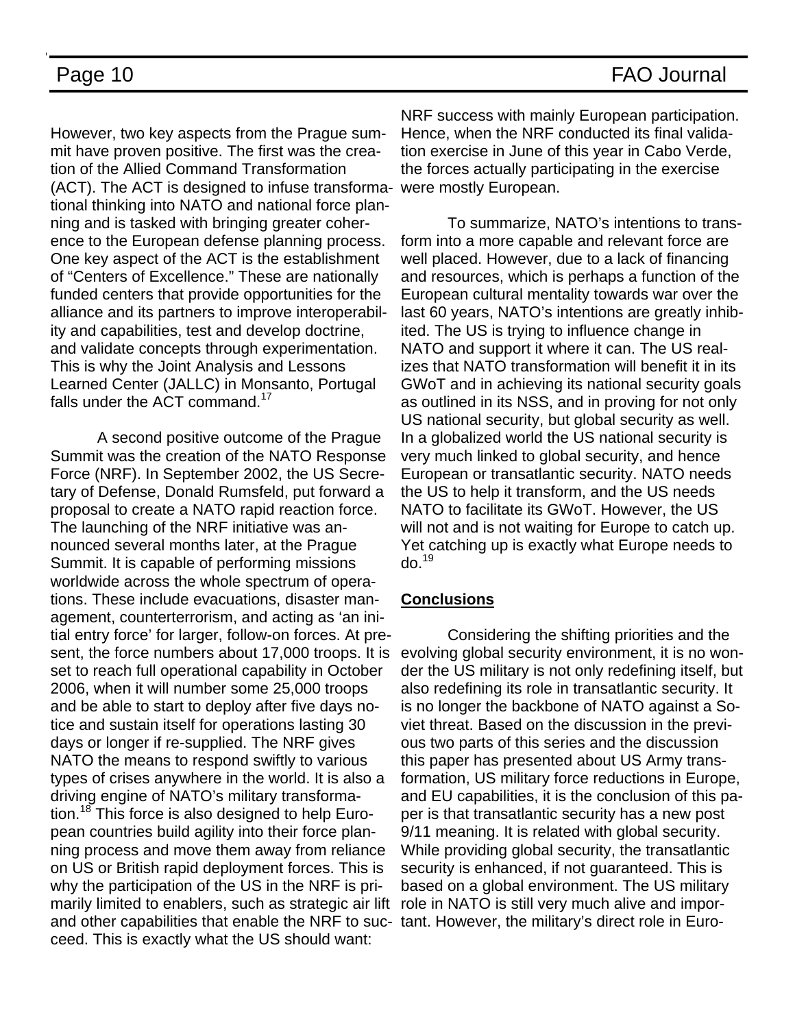However, two key aspects from the Prague summit have proven positive. The first was the creation of the Allied Command Transformation (ACT). The ACT is designed to infuse transformational thinking into NATO and national force planning and is tasked with bringing greater coherence to the European defense planning process. One key aspect of the ACT is the establishment of "Centers of Excellence." These are nationally funded centers that provide opportunities for the alliance and its partners to improve interoperability and capabilities, test and develop doctrine, and validate concepts through experimentation. This is why the Joint Analysis and Lessons Learned Center (JALLC) in Monsanto, Portugal falls under the ACT command.[17]

A second positive outcome of the Prague Summit was the creation of the NATO Response Force (NRF). In September 2002, the US Secretary of Defense, Donald Rumsfeld, put forward a proposal to create a NATO rapid reaction force. The launching of the NRF initiative was announced several months later, at the Prague Summit. It is capable of performing missions worldwide across the whole spectrum of operations. These include evacuations, disaster management, counterterrorism, and acting as 'an initial entry force' for larger, follow-on forces. At present, the force numbers about 17,000 troops. It is set to reach full operational capability in October 2006, when it will number some 25,000 troops and be able to start to deploy after five days notice and sustain itself for operations lasting 30 days or longer if re-supplied. The NRF gives NATO the means to respond swiftly to various types of crises anywhere in the world. It is also a driving engine of NATO's military transformation.[18] This force is also designed to help European countries build agility into their force planning process and move them away from reliance on US or British rapid deployment forces. This is why the participation of the US in the NRF is primarily limited to enablers, such as strategic air lift and other capabilities that enable the NRF to succeed. This is exactly what the US should want: NRF success with mainly European participation. Hence, when the NRF conducted its final validation exercise in June of this year in Cabo Verde, the forces actually participating in the exercise were mostly European.

To summarize, NATO's intentions to transform into a more capable and relevant force are well placed. However, due to a lack of financing and resources, which is perhaps a function of the European cultural mentality towards war over the last 60 years, NATO's intentions are greatly inhibited. The US is trying to influence change in NATO and support it where it can. The US realizes that NATO transformation will benefit it in its GWoT and in achieving its national security goals as outlined in its NSS, and in proving for not only US national security, but global security as well. In a globalized world the US national security is very much linked to global security, and hence European or transatlantic security. NATO needs the US to help it transform, and the US needs NATO to facilitate its GWoT. However, the US will not and is not waiting for Europe to catch up. Yet catching up is exactly what Europe needs to do.[19]

## Conclusions

Considering the shifting priorities and the evolving global security environment, it is no wonder the US military is not only redefining itself, but also redefining its role in transatlantic security. It is no longer the backbone of NATO against a Soviet threat. Based on the discussion in the previous two parts of this series and the discussion this paper has presented about US Army transformation, US military force reductions in Europe, and EU capabilities, it is the conclusion of this paper is that transatlantic security has a new post 9/11 meaning. It is related with global security. While providing global security, the transatlantic security is enhanced, if not guaranteed. This is based on a global environment. The US military role in NATO is still very much alive and important. However, the military's direct role in Euro-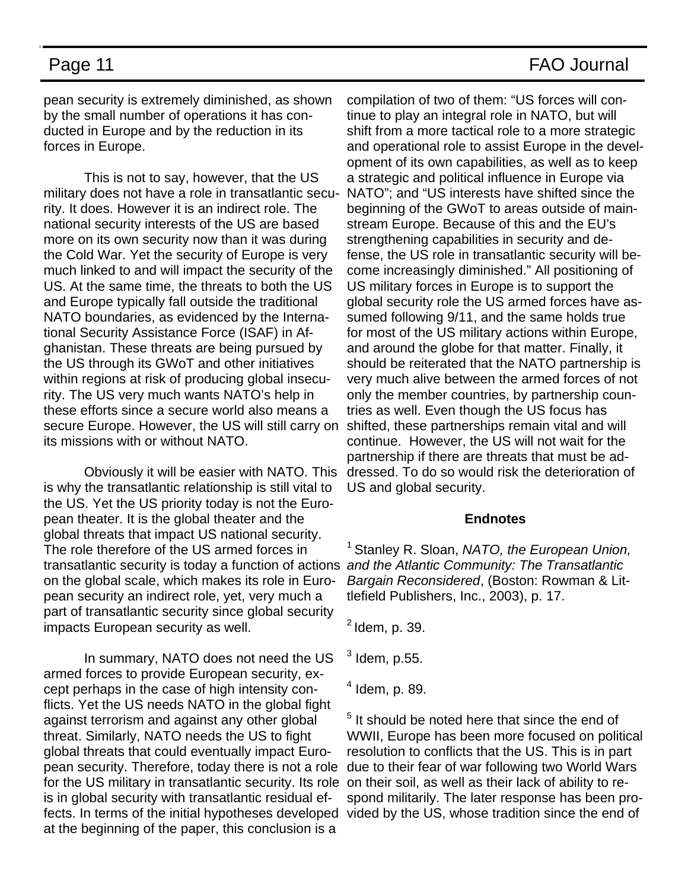pean security is extremely diminished, as shown by the small number of operations it has conducted in Europe and by the reduction in its forces in Europe.

This is not to say, however, that the US military does not have a role in transatlantic security. It does. However it is an indirect role. The national security interests of the US are based more on its own security now than it was during the Cold War. Yet the security of Europe is very much linked to and will impact the security of the US. At the same time, the threats to both the US and Europe typically fall outside the traditional NATO boundaries, as evidenced by the International Security Assistance Force (ISAF) in Afghanistan. These threats are being pursued by the US through its GWoT and other initiatives within regions at risk of producing global insecurity. The US very much wants NATO's help in these efforts since a secure world also means a secure Europe. However, the US will still carry on its missions with or without NATO.

Obviously it will be easier with NATO. This is why the transatlantic relationship is still vital to the US. Yet the US priority today is not the European theater. It is the global theater and the global threats that impact US national security. The role therefore of the US armed forces in transatlantic security is today a function of actions on the global scale, which makes its role in European security an indirect role, yet, very much a part of transatlantic security since global security impacts European security as well.

In summary, NATO does not need the US armed forces to provide European security, except perhaps in the case of high intensity conflicts. Yet the US needs NATO in the global fight against terrorism and against any other global threat. Similarly, NATO needs the US to fight global threats that could eventually impact European security. Therefore, today there is not a role for the US military in transatlantic security. Its role is in global security with transatlantic residual effects. In terms of the initial hypotheses developed at the beginning of the paper, this conclusion is a compilation of two of them: "US forces will continue to play an integral role in NATO, but will shift from a more tactical role to a more strategic and operational role to assist Europe in the development of its own capabilities, as well as to keep a strategic and political influence in Europe via NATO"; and "US interests have shifted since the beginning of the GWoT to areas outside of mainstream Europe. Because of this and the EU's strengthening capabilities in security and defense, the US role in transatlantic security will become increasingly diminished." All positioning of US military forces in Europe is to support the global security role the US armed forces have assumed following 9/11, and the same holds true for most of the US military actions within Europe, and around the globe for that matter. Finally, it should be reiterated that the NATO partnership is very much alive between the armed forces of not only the member countries, by partnership countries as well. Even though the US focus has shifted, these partnerships remain vital and will continue. However, the US will not wait for the partnership if there are threats that must be addressed. To do so would risk the deterioration of US and global security.

**Endnotes**

[1] Stanley R. Sloan, *NATO, the European Union, and the Atlantic Community: The Transatlantic Bargain Reconsidered*, (Boston: Rowman & Littlefield Publishers, Inc., 2003), p. 17.

[2] Idem, p. 39.

[3] Idem, p.55.

[4] Idem, p. 89.

[5] It should be noted here that since the end of WWII, Europe has been more focused on political resolution to conflicts that the US. This is in part due to their fear of war following two World Wars on their soil, as well as their lack of ability to respond militarily. The later response has been provided by the US, whose tradition since the end of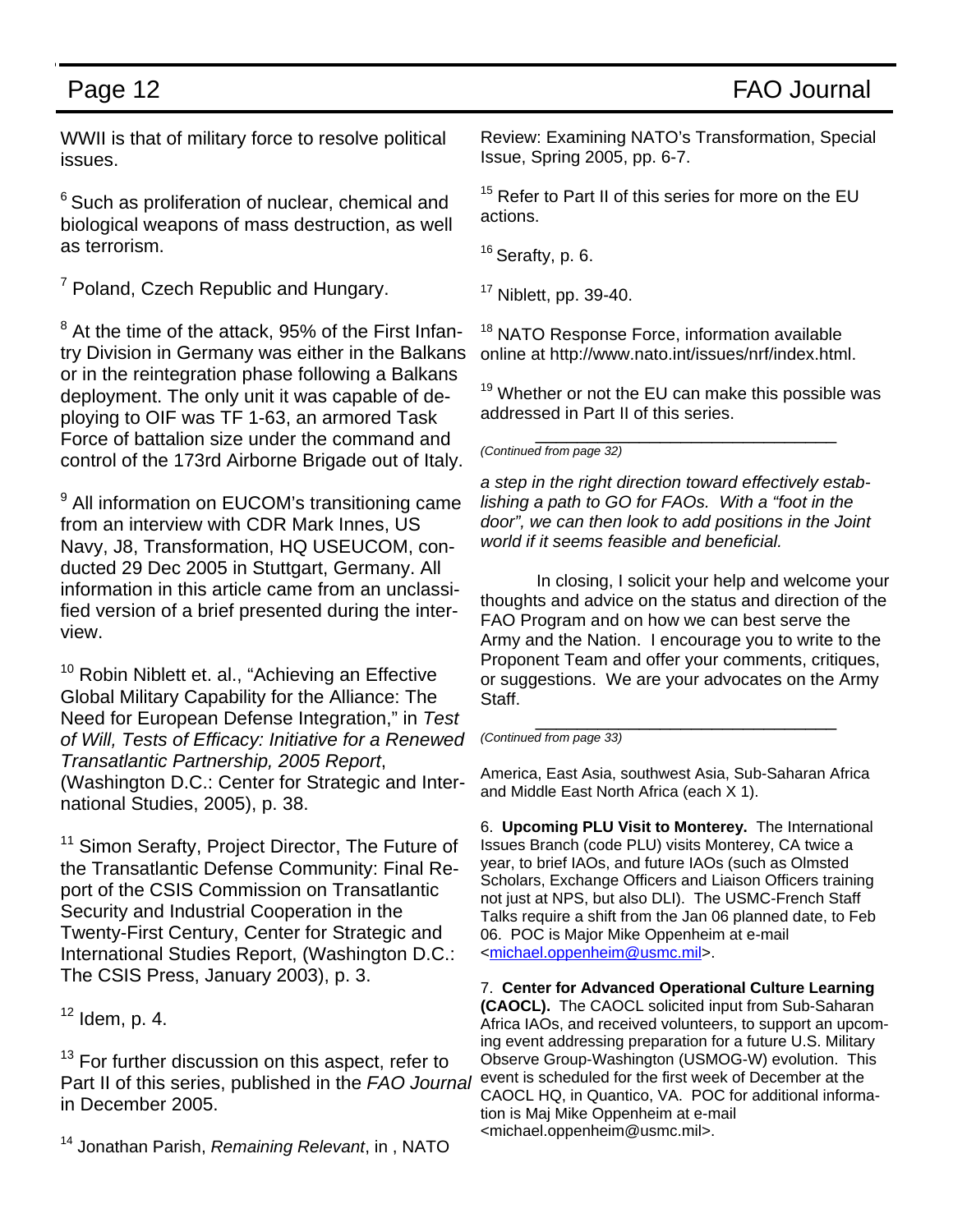WWII is that of military force to resolve political issues.

[6] Such as proliferation of nuclear, chemical and biological weapons of mass destruction, as well as terrorism.

[7] Poland, Czech Republic and Hungary.

[8] At the time of the attack, 95% of the First Infantry Division in Germany was either in the Balkans or in the reintegration phase following a Balkans deployment. The only unit it was capable of deploying to OIF was TF 1-63, an armored Task Force of battalion size under the command and control of the 173rd Airborne Brigade out of Italy.

[9] All information on EUCOM's transitioning came from an interview with CDR Mark Innes, US Navy, J8, Transformation, HQ USEUCOM, conducted 29 Dec 2005 in Stuttgart, Germany. All information in this article came from an unclassified version of a brief presented during the interview.

[10] Robin Niblett et. al., "Achieving an Effective Global Military Capability for the Alliance: The Need for European Defense Integration," in *Test of Will, Tests of Efficacy: Initiative for a Renewed Transatlantic Partnership, 2005 Report*, (Washington D.C.: Center for Strategic and International Studies, 2005), p. 38.

[11] Simon Serafty, Project Director, The Future of the Transatlantic Defense Community: Final Report of the CSIS Commission on Transatlantic Security and Industrial Cooperation in the Twenty-First Century, Center for Strategic and International Studies Report, (Washington D.C.: The CSIS Press, January 2003), p. 3.

[12] Idem, p. 4.

[13] For further discussion on this aspect, refer to Part II of this series, published in the *FAO Journal* in December 2005.

[14] Jonathan Parish, *Remaining Relevant*, in , NATO Review: Examining NATO's Transformation, Special Issue, Spring 2005, pp. 6-7.

[15] Refer to Part II of this series for more on the EU actions.

[16] Serafty, p. 6.

[17] Niblett, pp. 39-40.

[18] NATO Response Force, information available online at http://www.nato.int/issues/nrf/index.html.

[19] Whether or not the EU can make this possible was addressed in Part II of this series.

---

*(Continued from page 32)*

*a step in the right direction toward effectively establishing a path to GO for FAOs. With a "foot in the door", we can then look to add positions in the Joint world if it seems feasible and beneficial.*

In closing, I solicit your help and welcome your thoughts and advice on the status and direction of the FAO Program and on how we can best serve the Army and the Nation. I encourage you to write to the Proponent Team and offer your comments, critiques, or suggestions. We are your advocates on the Army Staff.

---

*(Continued from page 33)*

America, East Asia, southwest Asia, Sub-Saharan Africa and Middle East North Africa (each X 1).

6. **Upcoming PLU Visit to Monterey.** The International Issues Branch (code PLU) visits Monterey, CA twice a year, to brief IAOs, and future IAOs (such as Olmsted Scholars, Exchange Officers and Liaison Officers training not just at NPS, but also DLI). The USMC-French Staff Talks require a shift from the Jan 06 planned date, to Feb 06. POC is Major Mike Oppenheim at e-mail <michael.oppenheim@usmc.mil>.

7. **Center for Advanced Operational Culture Learning (CAOCL).** The CAOCL solicited input from Sub-Saharan Africa IAOs, and received volunteers, to support an upcoming event addressing preparation for a future U.S. Military Observe Group-Washington (USMOG-W) evolution. This event is scheduled for the first week of December at the CAOCL HQ, in Quantico, VA. POC for additional information is Maj Mike Oppenheim at e-mail <michael.oppenheim@usmc.mil>.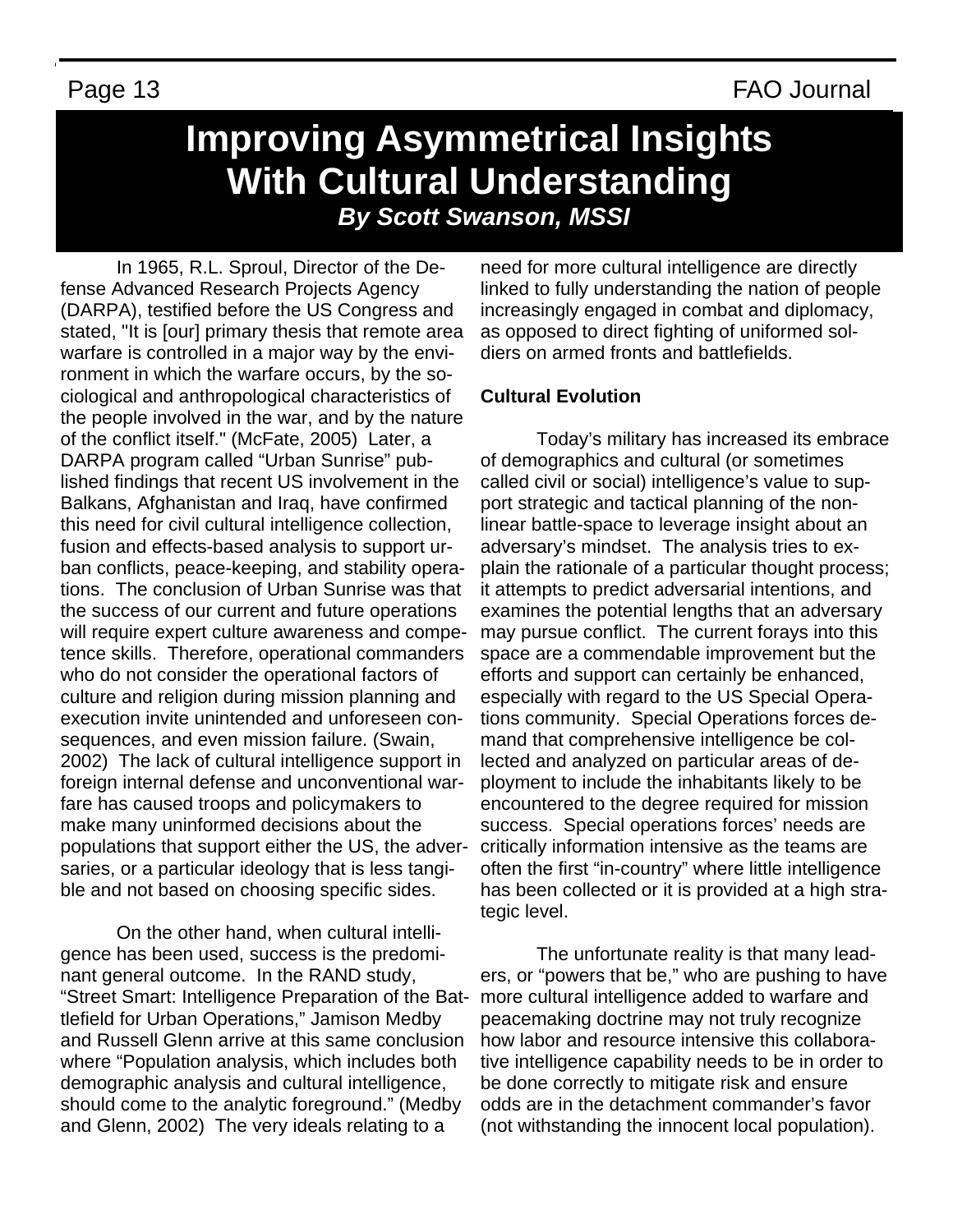# Improving Asymmetrical Insights With Cultural Understanding

***By Scott Swanson, MSSI***

In 1965, R.L. Sproul, Director of the Defense Advanced Research Projects Agency (DARPA), testified before the US Congress and stated, "It is [our] primary thesis that remote area warfare is controlled in a major way by the environment in which the warfare occurs, by the sociological and anthropological characteristics of the people involved in the war, and by the nature of the conflict itself." (McFate, 2005) Later, a DARPA program called "Urban Sunrise" published findings that recent US involvement in the Balkans, Afghanistan and Iraq, have confirmed this need for civil cultural intelligence collection, fusion and effects-based analysis to support urban conflicts, peace-keeping, and stability operations. The conclusion of Urban Sunrise was that the success of our current and future operations will require expert culture awareness and competence skills. Therefore, operational commanders who do not consider the operational factors of culture and religion during mission planning and execution invite unintended and unforeseen consequences, and even mission failure. (Swain, 2002) The lack of cultural intelligence support in foreign internal defense and unconventional warfare has caused troops and policymakers to make many uninformed decisions about the populations that support either the US, the adversaries, or a particular ideology that is less tangible and not based on choosing specific sides.

On the other hand, when cultural intelligence has been used, success is the predominant general outcome. In the RAND study, "Street Smart: Intelligence Preparation of the Battlefield for Urban Operations," Jamison Medby and Russell Glenn arrive at this same conclusion where "Population analysis, which includes both demographic analysis and cultural intelligence, should come to the analytic foreground." (Medby and Glenn, 2002) The very ideals relating to a need for more cultural intelligence are directly linked to fully understanding the nation of people increasingly engaged in combat and diplomacy, as opposed to direct fighting of uniformed soldiers on armed fronts and battlefields.

**Cultural Evolution**

Today's military has increased its embrace of demographics and cultural (or sometimes called civil or social) intelligence's value to support strategic and tactical planning of the non-linear battle-space to leverage insight about an adversary's mindset. The analysis tries to explain the rationale of a particular thought process; it attempts to predict adversarial intentions, and examines the potential lengths that an adversary may pursue conflict. The current forays into this space are a commendable improvement but the efforts and support can certainly be enhanced, especially with regard to the US Special Operations community. Special Operations forces demand that comprehensive intelligence be collected and analyzed on particular areas of deployment to include the inhabitants likely to be encountered to the degree required for mission success. Special operations forces' needs are critically information intensive as the teams are often the first "in-country" where little intelligence has been collected or it is provided at a high strategic level.

The unfortunate reality is that many leaders, or "powers that be," who are pushing to have more cultural intelligence added to warfare and peacemaking doctrine may not truly recognize how labor and resource intensive this collaborative intelligence capability needs to be in order to be done correctly to mitigate risk and ensure odds are in the detachment commander's favor (not withstanding the innocent local population).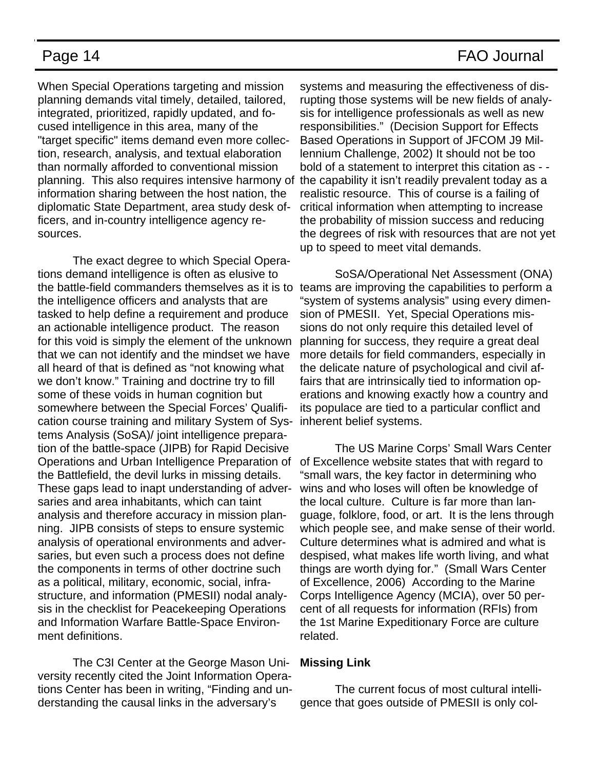When Special Operations targeting and mission planning demands vital timely, detailed, tailored, integrated, prioritized, rapidly updated, and focused intelligence in this area, many of the "target specific" items demand even more collection, research, analysis, and textual elaboration than normally afforded to conventional mission planning. This also requires intensive harmony of information sharing between the host nation, the diplomatic State Department, area study desk officers, and in-country intelligence agency resources.

The exact degree to which Special Operations demand intelligence is often as elusive to the battle-field commanders themselves as it is to the intelligence officers and analysts that are tasked to help define a requirement and produce an actionable intelligence product. The reason for this void is simply the element of the unknown that we can not identify and the mindset we have all heard of that is defined as "not knowing what we don't know." Training and doctrine try to fill some of these voids in human cognition but somewhere between the Special Forces' Qualification course training and military System of Systems Analysis (SoSA)/ joint intelligence preparation of the battle-space (JIPB) for Rapid Decisive Operations and Urban Intelligence Preparation of the Battlefield, the devil lurks in missing details. These gaps lead to inapt understanding of adversaries and area inhabitants, which can taint analysis and therefore accuracy in mission planning. JIPB consists of steps to ensure systemic analysis of operational environments and adversaries, but even such a process does not define the components in terms of other doctrine such as a political, military, economic, social, infrastructure, and information (PMESII) nodal analysis in the checklist for Peacekeeping Operations and Information Warfare Battle-Space Environment definitions.

The C3I Center at the George Mason University recently cited the Joint Information Operations Center has been in writing, "Finding and understanding the causal links in the adversary's systems and measuring the effectiveness of disrupting those systems will be new fields of analysis for intelligence professionals as well as new responsibilities." (Decision Support for Effects Based Operations in Support of JFCOM J9 Millennium Challenge, 2002) It should not be too bold of a statement to interpret this citation as - - the capability it isn't readily prevalent today as a realistic resource. This of course is a failing of critical information when attempting to increase the probability of mission success and reducing the degrees of risk with resources that are not yet up to speed to meet vital demands.

SoSA/Operational Net Assessment (ONA) teams are improving the capabilities to perform a "system of systems analysis" using every dimension of PMESII. Yet, Special Operations missions do not only require this detailed level of planning for success, they require a great deal more details for field commanders, especially in the delicate nature of psychological and civil affairs that are intrinsically tied to information operations and knowing exactly how a country and its populace are tied to a particular conflict and inherent belief systems.

The US Marine Corps' Small Wars Center of Excellence website states that with regard to "small wars, the key factor in determining who wins and who loses will often be knowledge of the local culture. Culture is far more than language, folklore, food, or art. It is the lens through which people see, and make sense of their world. Culture determines what is admired and what is despised, what makes life worth living, and what things are worth dying for." (Small Wars Center of Excellence, 2006) According to the Marine Corps Intelligence Agency (MCIA), over 50 percent of all requests for information (RFIs) from the 1st Marine Expeditionary Force are culture related.

**Missing Link**

The current focus of most cultural intelligence that goes outside of PMESII is only col-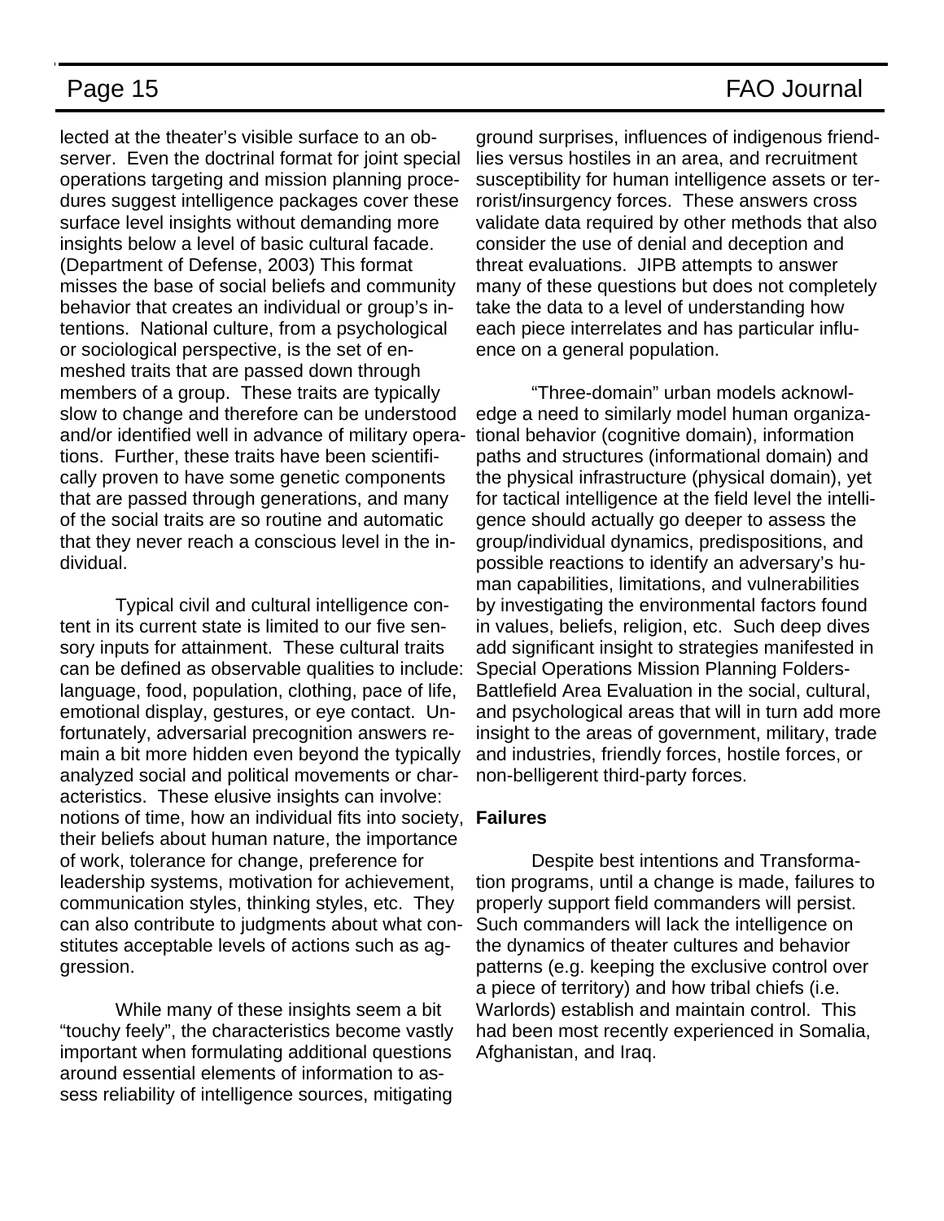lected at the theater's visible surface to an observer. Even the doctrinal format for joint special operations targeting and mission planning procedures suggest intelligence packages cover these surface level insights without demanding more insights below a level of basic cultural facade. (Department of Defense, 2003) This format misses the base of social beliefs and community behavior that creates an individual or group's intentions. National culture, from a psychological or sociological perspective, is the set of enmeshed traits that are passed down through members of a group. These traits are typically slow to change and therefore can be understood and/or identified well in advance of military operations. Further, these traits have been scientifically proven to have some genetic components that are passed through generations, and many of the social traits are so routine and automatic that they never reach a conscious level in the individual.

Typical civil and cultural intelligence content in its current state is limited to our five sensory inputs for attainment. These cultural traits can be defined as observable qualities to include: language, food, population, clothing, pace of life, emotional display, gestures, or eye contact. Unfortunately, adversarial precognition answers remain a bit more hidden even beyond the typically analyzed social and political movements or characteristics. These elusive insights can involve: notions of time, how an individual fits into society, their beliefs about human nature, the importance of work, tolerance for change, preference for leadership systems, motivation for achievement, communication styles, thinking styles, etc. They can also contribute to judgments about what constitutes acceptable levels of actions such as aggression.

While many of these insights seem a bit "touchy feely", the characteristics become vastly important when formulating additional questions around essential elements of information to assess reliability of intelligence sources, mitigating ground surprises, influences of indigenous friendlies versus hostiles in an area, and recruitment susceptibility for human intelligence assets or terrorist/insurgency forces. These answers cross validate data required by other methods that also consider the use of denial and deception and threat evaluations. JIPB attempts to answer many of these questions but does not completely take the data to a level of understanding how each piece interrelates and has particular influence on a general population.

"Three-domain" urban models acknowledge a need to similarly model human organizational behavior (cognitive domain), information paths and structures (informational domain) and the physical infrastructure (physical domain), yet for tactical intelligence at the field level the intelligence should actually go deeper to assess the group/individual dynamics, predispositions, and possible reactions to identify an adversary's human capabilities, limitations, and vulnerabilities by investigating the environmental factors found in values, beliefs, religion, etc. Such deep dives add significant insight to strategies manifested in Special Operations Mission Planning Folders-Battlefield Area Evaluation in the social, cultural, and psychological areas that will in turn add more insight to the areas of government, military, trade and industries, friendly forces, hostile forces, or non-belligerent third-party forces.

**Failures**

Despite best intentions and Transformation programs, until a change is made, failures to properly support field commanders will persist. Such commanders will lack the intelligence on the dynamics of theater cultures and behavior patterns (e.g. keeping the exclusive control over a piece of territory) and how tribal chiefs (i.e. Warlords) establish and maintain control. This had been most recently experienced in Somalia, Afghanistan, and Iraq.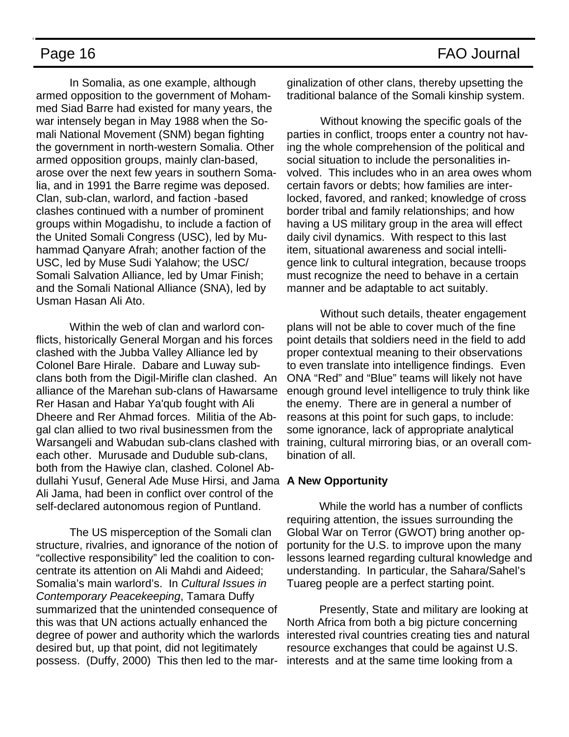In Somalia, as one example, although armed opposition to the government of Mohammed Siad Barre had existed for many years, the war intensely began in May 1988 when the Somali National Movement (SNM) began fighting the government in north-western Somalia. Other armed opposition groups, mainly clan-based, arose over the next few years in southern Somalia, and in 1991 the Barre regime was deposed. Clan, sub-clan, warlord, and faction -based clashes continued with a number of prominent groups within Mogadishu, to include a faction of the United Somali Congress (USC), led by Muhammad Qanyare Afrah; another faction of the USC, led by Muse Sudi Yalahow; the USC/ Somali Salvation Alliance, led by Umar Finish; and the Somali National Alliance (SNA), led by Usman Hasan Ali Ato.

Within the web of clan and warlord conflicts, historically General Morgan and his forces clashed with the Jubba Valley Alliance led by Colonel Bare Hirale. Dabare and Luway sub-clans both from the Digil-Mirifle clan clashed. An alliance of the Marehan sub-clans of Hawarsame Rer Hasan and Habar Ya'qub fought with Ali Dheere and Rer Ahmad forces. Militia of the Abgal clan allied to two rival businessmen from the Warsangeli and Wabudan sub-clans clashed with each other. Murusade and Duduble sub-clans, both from the Hawiye clan, clashed. Colonel Abdullahi Yusuf, General Ade Muse Hirsi, and Jama Ali Jama, had been in conflict over control of the self-declared autonomous region of Puntland.

The US misperception of the Somali clan structure, rivalries, and ignorance of the notion of "collective responsibility" led the coalition to concentrate its attention on Ali Mahdi and Aideed; Somalia's main warlord's. In *Cultural Issues in Contemporary Peacekeeping*, Tamara Duffy summarized that the unintended consequence of this was that UN actions actually enhanced the degree of power and authority which the warlords desired but, up that point, did not legitimately possess. (Duffy, 2000) This then led to the marginalization of other clans, thereby upsetting the traditional balance of the Somali kinship system.

Without knowing the specific goals of the parties in conflict, troops enter a country not having the whole comprehension of the political and social situation to include the personalities involved. This includes who in an area owes whom certain favors or debts; how families are interlocked, favored, and ranked; knowledge of cross border tribal and family relationships; and how having a US military group in the area will effect daily civil dynamics. With respect to this last item, situational awareness and social intelligence link to cultural integration, because troops must recognize the need to behave in a certain manner and be adaptable to act suitably.

Without such details, theater engagement plans will not be able to cover much of the fine point details that soldiers need in the field to add proper contextual meaning to their observations to even translate into intelligence findings. Even ONA "Red" and "Blue" teams will likely not have enough ground level intelligence to truly think like the enemy. There are in general a number of reasons at this point for such gaps, to include: some ignorance, lack of appropriate analytical training, cultural mirroring bias, or an overall combination of all.

**A New Opportunity**

While the world has a number of conflicts requiring attention, the issues surrounding the Global War on Terror (GWOT) bring another opportunity for the U.S. to improve upon the many lessons learned regarding cultural knowledge and understanding. In particular, the Sahara/Sahel's Tuareg people are a perfect starting point.

Presently, State and military are looking at North Africa from both a big picture concerning interested rival countries creating ties and natural resource exchanges that could be against U.S. interests and at the same time looking from a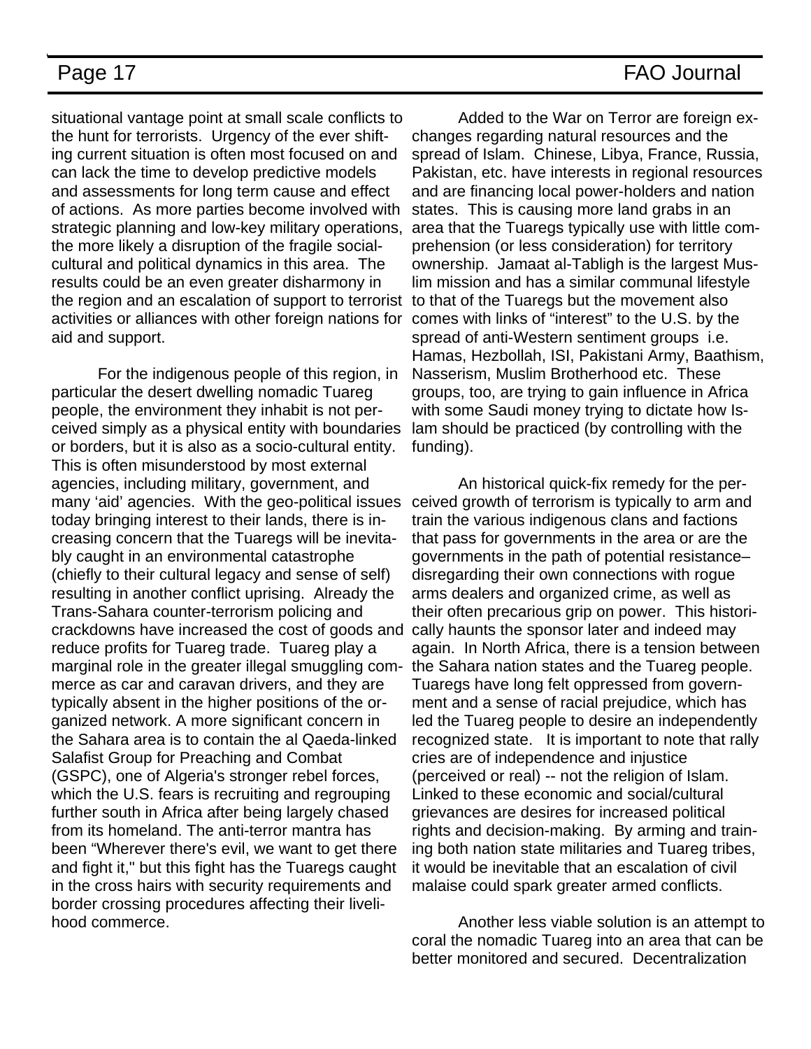situational vantage point at small scale conflicts to the hunt for terrorists. Urgency of the ever shifting current situation is often most focused on and can lack the time to develop predictive models and assessments for long term cause and effect of actions. As more parties become involved with strategic planning and low-key military operations, the more likely a disruption of the fragile social-cultural and political dynamics in this area. The results could be an even greater disharmony in the region and an escalation of support to terrorist activities or alliances with other foreign nations for aid and support.

For the indigenous people of this region, in particular the desert dwelling nomadic Tuareg people, the environment they inhabit is not perceived simply as a physical entity with boundaries or borders, but it is also as a socio-cultural entity. This is often misunderstood by most external agencies, including military, government, and many 'aid' agencies. With the geo-political issues today bringing interest to their lands, there is increasing concern that the Tuaregs will be inevitably caught in an environmental catastrophe (chiefly to their cultural legacy and sense of self) resulting in another conflict uprising. Already the Trans-Sahara counter-terrorism policing and crackdowns have increased the cost of goods and reduce profits for Tuareg trade. Tuareg play a marginal role in the greater illegal smuggling commerce as car and caravan drivers, and they are typically absent in the higher positions of the organized network. A more significant concern in the Sahara area is to contain the al Qaeda-linked Salafist Group for Preaching and Combat (GSPC), one of Algeria's stronger rebel forces, which the U.S. fears is recruiting and regrouping further south in Africa after being largely chased from its homeland. The anti-terror mantra has been "Wherever there's evil, we want to get there and fight it," but this fight has the Tuaregs caught in the cross hairs with security requirements and border crossing procedures affecting their livelihood commerce.

Added to the War on Terror are foreign exchanges regarding natural resources and the spread of Islam. Chinese, Libya, France, Russia, Pakistan, etc. have interests in regional resources and are financing local power-holders and nation states. This is causing more land grabs in an area that the Tuaregs typically use with little comprehension (or less consideration) for territory ownership. Jamaat al-Tabligh is the largest Muslim mission and has a similar communal lifestyle to that of the Tuaregs but the movement also comes with links of "interest" to the U.S. by the spread of anti-Western sentiment groups i.e. Hamas, Hezbollah, ISI, Pakistani Army, Baathism, Nasserism, Muslim Brotherhood etc. These groups, too, are trying to gain influence in Africa with some Saudi money trying to dictate how Islam should be practiced (by controlling with the funding).

An historical quick-fix remedy for the perceived growth of terrorism is typically to arm and train the various indigenous clans and factions that pass for governments in the area or are the governments in the path of potential resistance– disregarding their own connections with rogue arms dealers and organized crime, as well as their often precarious grip on power. This historically haunts the sponsor later and indeed may again. In North Africa, there is a tension between the Sahara nation states and the Tuareg people. Tuaregs have long felt oppressed from government and a sense of racial prejudice, which has led the Tuareg people to desire an independently recognized state. It is important to note that rally cries are of independence and injustice (perceived or real) -- not the religion of Islam. Linked to these economic and social/cultural grievances are desires for increased political rights and decision-making. By arming and training both nation state militaries and Tuareg tribes, it would be inevitable that an escalation of civil malaise could spark greater armed conflicts.

Another less viable solution is an attempt to coral the nomadic Tuareg into an area that can be better monitored and secured. Decentralization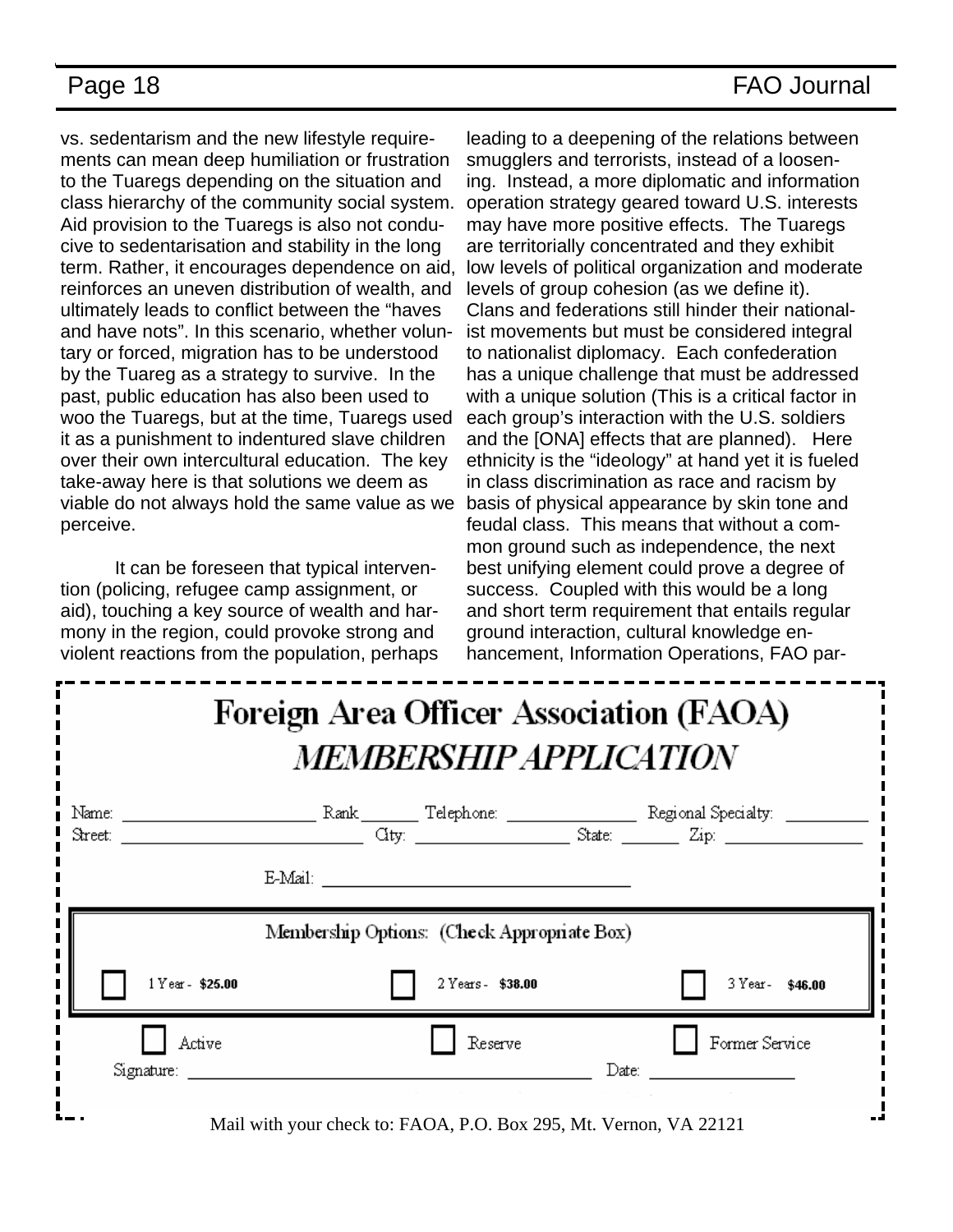vs. sedentarism and the new lifestyle requirements can mean deep humiliation or frustration to the Tuaregs depending on the situation and class hierarchy of the community social system. Aid provision to the Tuaregs is also not conducive to sedentarisation and stability in the long term. Rather, it encourages dependence on aid, reinforces an uneven distribution of wealth, and ultimately leads to conflict between the "haves and have nots". In this scenario, whether voluntary or forced, migration has to be understood by the Tuareg as a strategy to survive. In the past, public education has also been used to woo the Tuaregs, but at the time, Tuaregs used it as a punishment to indentured slave children over their own intercultural education. The key take-away here is that solutions we deem as viable do not always hold the same value as we perceive.

It can be foreseen that typical intervention (policing, refugee camp assignment, or aid), touching a key source of wealth and harmony in the region, could provoke strong and violent reactions from the population, perhaps leading to a deepening of the relations between smugglers and terrorists, instead of a loosening. Instead, a more diplomatic and information operation strategy geared toward U.S. interests may have more positive effects. The Tuaregs are territorially concentrated and they exhibit low levels of political organization and moderate levels of group cohesion (as we define it). Clans and federations still hinder their nationalist movements but must be considered integral to nationalist diplomacy. Each confederation has a unique challenge that must be addressed with a unique solution (This is a critical factor in each group's interaction with the U.S. soldiers and the [ONA] effects that are planned). Here ethnicity is the "ideology" at hand yet it is fueled in class discrimination as race and racism by basis of physical appearance by skin tone and feudal class. This means that without a common ground such as independence, the next best unifying element could prove a degree of success. Coupled with this would be a long and short term requirement that entails regular ground interaction, cultural knowledge enhancement, Information Operations, FAO par-

# Foreign Area Officer Association (FAOA)

## *MEMBERSHIP APPLICATION*

Name: ____________________ Rank ______ Telephone: ______________ Regional Specialty: _________

Street: ________________________ City: ________________ State: _______ Zip: ______________

E-Mail: ______________________________

Membership Options: (Check Appropriate Box)

☐ 1 Year - **$25.00** ☐ 2 Years - **$38.00** ☐ 3 Year - **$46.00**

☐ Active ☐ Reserve ☐ Former Service

Signature: ________________________________________ Date: _______________

Mail with your check to: FAOA, P.O. Box 295, Mt. Vernon, VA 22121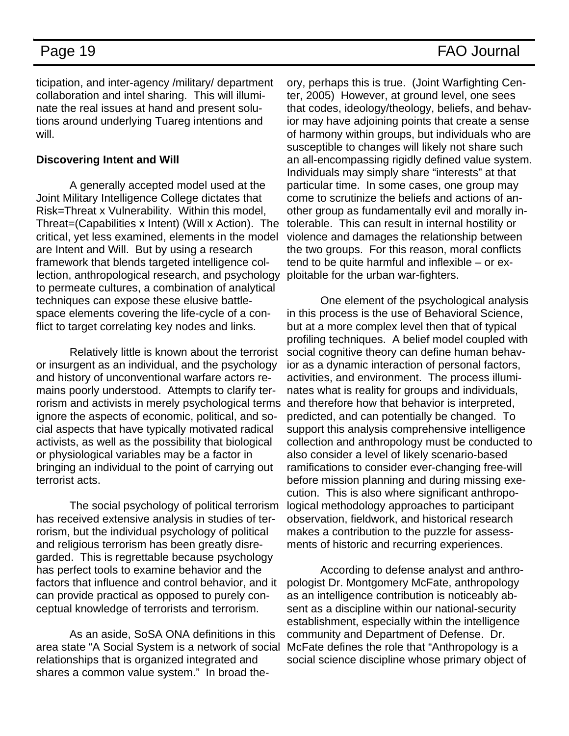ticipation, and inter-agency /military/ department collaboration and intel sharing. This will illuminate the real issues at hand and present solutions around underlying Tuareg intentions and will.

**Discovering Intent and Will**

A generally accepted model used at the Joint Military Intelligence College dictates that Risk=Threat x Vulnerability. Within this model, Threat=(Capabilities x Intent) (Will x Action). The critical, yet less examined, elements in the model are Intent and Will. But by using a research framework that blends targeted intelligence collection, anthropological research, and psychology to permeate cultures, a combination of analytical techniques can expose these elusive battlespace elements covering the life-cycle of a conflict to target correlating key nodes and links.

Relatively little is known about the terrorist or insurgent as an individual, and the psychology and history of unconventional warfare actors remains poorly understood. Attempts to clarify terrorism and activists in merely psychological terms ignore the aspects of economic, political, and social aspects that have typically motivated radical activists, as well as the possibility that biological or physiological variables may be a factor in bringing an individual to the point of carrying out terrorist acts.

The social psychology of political terrorism has received extensive analysis in studies of terrorism, but the individual psychology of political and religious terrorism has been greatly disregarded. This is regrettable because psychology has perfect tools to examine behavior and the factors that influence and control behavior, and it can provide practical as opposed to purely conceptual knowledge of terrorists and terrorism.

As an aside, SoSA ONA definitions in this area state "A Social System is a network of social relationships that is organized integrated and shares a common value system." In broad theory, perhaps this is true. (Joint Warfighting Center, 2005) However, at ground level, one sees that codes, ideology/theology, beliefs, and behavior may have adjoining points that create a sense of harmony within groups, but individuals who are susceptible to changes will likely not share such an all-encompassing rigidly defined value system. Individuals may simply share "interests" at that particular time. In some cases, one group may come to scrutinize the beliefs and actions of another group as fundamentally evil and morally intolerable. This can result in internal hostility or violence and damages the relationship between the two groups. For this reason, moral conflicts tend to be quite harmful and inflexible – or exploitable for the urban war-fighters.

One element of the psychological analysis in this process is the use of Behavioral Science, but at a more complex level then that of typical profiling techniques. A belief model coupled with social cognitive theory can define human behavior as a dynamic interaction of personal factors, activities, and environment. The process illuminates what is reality for groups and individuals, and therefore how that behavior is interpreted, predicted, and can potentially be changed. To support this analysis comprehensive intelligence collection and anthropology must be conducted to also consider a level of likely scenario-based ramifications to consider ever-changing free-will before mission planning and during missing execution. This is also where significant anthropological methodology approaches to participant observation, fieldwork, and historical research makes a contribution to the puzzle for assessments of historic and recurring experiences.

According to defense analyst and anthropologist Dr. Montgomery McFate, anthropology as an intelligence contribution is noticeably absent as a discipline within our national-security establishment, especially within the intelligence community and Department of Defense. Dr. McFate defines the role that "Anthropology is a social science discipline whose primary object of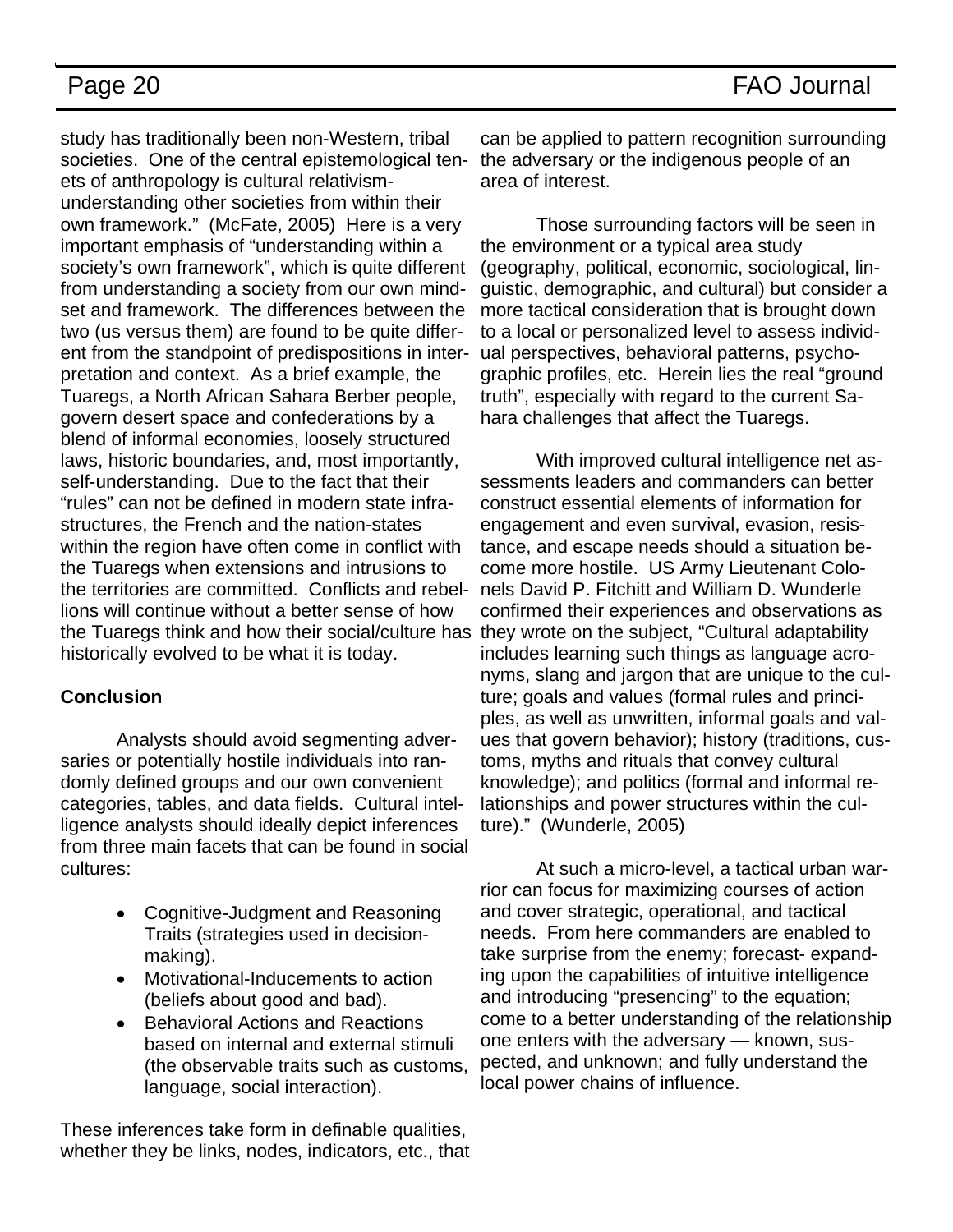study has traditionally been non-Western, tribal societies. One of the central epistemological tenets of anthropology is cultural relativism- understanding other societies from within their own framework." (McFate, 2005) Here is a very important emphasis of "understanding within a society's own framework", which is quite different from understanding a society from our own mindset and framework. The differences between the two (us versus them) are found to be quite different from the standpoint of predispositions in interpretation and context. As a brief example, the Tuaregs, a North African Sahara Berber people, govern desert space and confederations by a blend of informal economies, loosely structured laws, historic boundaries, and, most importantly, self-understanding. Due to the fact that their "rules" can not be defined in modern state infrastructures, the French and the nation-states within the region have often come in conflict with the Tuaregs when extensions and intrusions to the territories are committed. Conflicts and rebellions will continue without a better sense of how the Tuaregs think and how their social/culture has historically evolved to be what it is today.

**Conclusion**

Analysts should avoid segmenting adversaries or potentially hostile individuals into randomly defined groups and our own convenient categories, tables, and data fields. Cultural intelligence analysts should ideally depict inferences from three main facets that can be found in social cultures:

- Cognitive-Judgment and Reasoning Traits (strategies used in decision-making).
- Motivational-Inducements to action (beliefs about good and bad).
- Behavioral Actions and Reactions based on internal and external stimuli (the observable traits such as customs, language, social interaction).

These inferences take form in definable qualities, whether they be links, nodes, indicators, etc., that can be applied to pattern recognition surrounding the adversary or the indigenous people of an area of interest.

Those surrounding factors will be seen in the environment or a typical area study (geography, political, economic, sociological, linguistic, demographic, and cultural) but consider a more tactical consideration that is brought down to a local or personalized level to assess individual perspectives, behavioral patterns, psychographic profiles, etc. Herein lies the real "ground truth", especially with regard to the current Sahara challenges that affect the Tuaregs.

With improved cultural intelligence net assessments leaders and commanders can better construct essential elements of information for engagement and even survival, evasion, resistance, and escape needs should a situation become more hostile. US Army Lieutenant Colonels David P. Fitchitt and William D. Wunderle confirmed their experiences and observations as they wrote on the subject, "Cultural adaptability includes learning such things as language acronyms, slang and jargon that are unique to the culture; goals and values (formal rules and principles, as well as unwritten, informal goals and values that govern behavior); history (traditions, customs, myths and rituals that convey cultural knowledge); and politics (formal and informal relationships and power structures within the culture)." (Wunderle, 2005)

At such a micro-level, a tactical urban warrior can focus for maximizing courses of action and cover strategic, operational, and tactical needs. From here commanders are enabled to take surprise from the enemy; forecast- expanding upon the capabilities of intuitive intelligence and introducing "presencing" to the equation; come to a better understanding of the relationship one enters with the adversary — known, suspected, and unknown; and fully understand the local power chains of influence.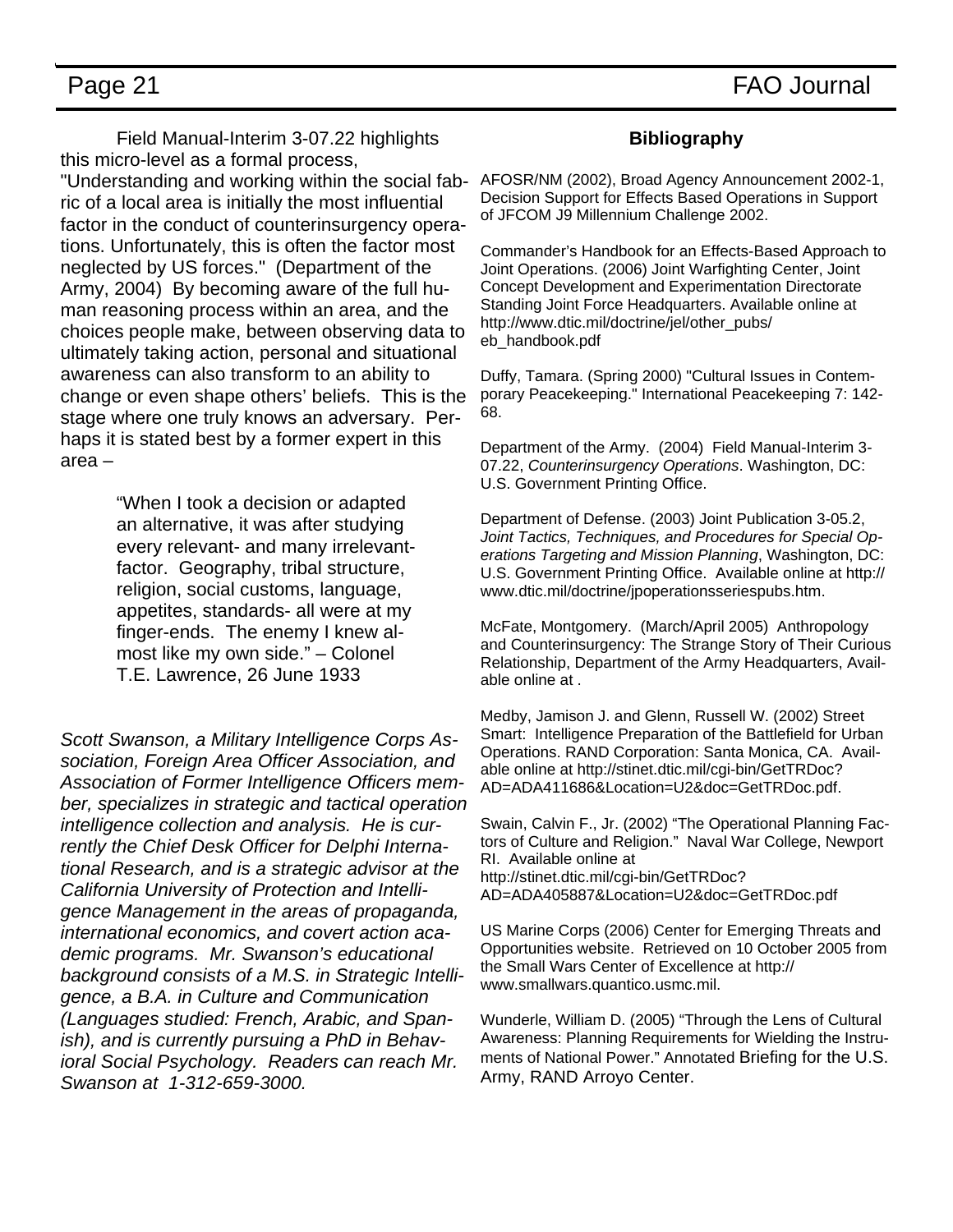Field Manual-Interim 3-07.22 highlights this micro-level as a formal process, "Understanding and working within the social fabric of a local area is initially the most influential factor in the conduct of counterinsurgency operations. Unfortunately, this is often the factor most neglected by US forces." (Department of the Army, 2004) By becoming aware of the full human reasoning process within an area, and the choices people make, between observing data to ultimately taking action, personal and situational awareness can also transform to an ability to change or even shape others' beliefs. This is the stage where one truly knows an adversary. Perhaps it is stated best by a former expert in this area –

> "When I took a decision or adapted an alternative, it was after studying every relevant- and many irrelevant- factor. Geography, tribal structure, religion, social customs, language, appetites, standards- all were at my finger-ends. The enemy I knew almost like my own side." – Colonel T.E. Lawrence, 26 June 1933

*Scott Swanson, a Military Intelligence Corps Association, Foreign Area Officer Association, and Association of Former Intelligence Officers member, specializes in strategic and tactical operation intelligence collection and analysis. He is currently the Chief Desk Officer for Delphi International Research, and is a strategic advisor at the California University of Protection and Intelligence Management in the areas of propaganda, international economics, and covert action academic programs. Mr. Swanson's educational background consists of a M.S. in Strategic Intelligence, a B.A. in Culture and Communication (Languages studied: French, Arabic, and Spanish), and is currently pursuing a PhD in Behavioral Social Psychology. Readers can reach Mr. Swanson at 1-312-659-3000.*

## Bibliography

AFOSR/NM (2002), Broad Agency Announcement 2002-1, Decision Support for Effects Based Operations in Support of JFCOM J9 Millennium Challenge 2002.

Commander's Handbook for an Effects-Based Approach to Joint Operations. (2006) Joint Warfighting Center, Joint Concept Development and Experimentation Directorate Standing Joint Force Headquarters. Available online at http://www.dtic.mil/doctrine/jel/other_pubs/eb_handbook.pdf

Duffy, Tamara. (Spring 2000) "Cultural Issues in Contemporary Peacekeeping." International Peacekeeping 7: 142-68.

Department of the Army. (2004) Field Manual-Interim 3-07.22, *Counterinsurgency Operations*. Washington, DC: U.S. Government Printing Office.

Department of Defense. (2003) Joint Publication 3-05.2, *Joint Tactics, Techniques, and Procedures for Special Operations Targeting and Mission Planning*, Washington, DC: U.S. Government Printing Office. Available online at http://www.dtic.mil/doctrine/jpoperationsseriespubs.htm.

McFate, Montgomery. (March/April 2005) Anthropology and Counterinsurgency: The Strange Story of Their Curious Relationship, Department of the Army Headquarters, Available online at .

Medby, Jamison J. and Glenn, Russell W. (2002) Street Smart: Intelligence Preparation of the Battlefield for Urban Operations. RAND Corporation: Santa Monica, CA. Available online at http://stinet.dtic.mil/cgi-bin/GetTRDoc?AD=ADA411686&Location=U2&doc=GetTRDoc.pdf.

Swain, Calvin F., Jr. (2002) "The Operational Planning Factors of Culture and Religion." Naval War College, Newport RI. Available online at http://stinet.dtic.mil/cgi-bin/GetTRDoc?AD=ADA405887&Location=U2&doc=GetTRDoc.pdf

US Marine Corps (2006) Center for Emerging Threats and Opportunities website. Retrieved on 10 October 2005 from the Small Wars Center of Excellence at http://www.smallwars.quantico.usmc.mil.

Wunderle, William D. (2005) "Through the Lens of Cultural Awareness: Planning Requirements for Wielding the Instruments of National Power." Annotated Briefing for the U.S. Army, RAND Arroyo Center.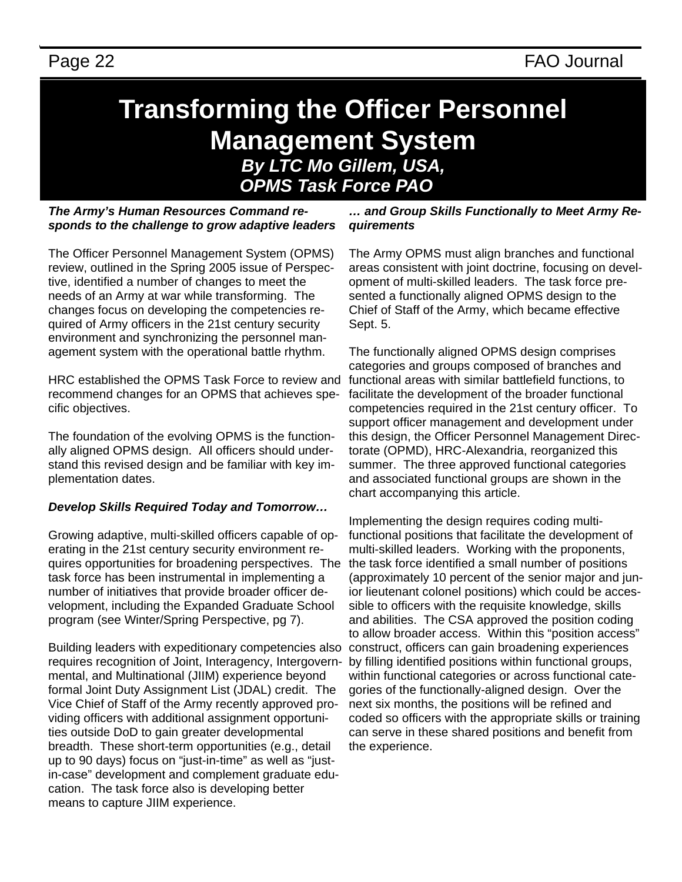# Transforming the Officer Personnel Management System

***By LTC Mo Gillem, USA, OPMS Task Force PAO***

***The Army's Human Resources Command responds to the challenge to grow adaptive leaders***

The Officer Personnel Management System (OPMS) review, outlined in the Spring 2005 issue of Perspective, identified a number of changes to meet the needs of an Army at war while transforming. The changes focus on developing the competencies required of Army officers in the 21st century security environment and synchronizing the personnel management system with the operational battle rhythm.

HRC established the OPMS Task Force to review and recommend changes for an OPMS that achieves specific objectives.

The foundation of the evolving OPMS is the functionally aligned OPMS design. All officers should understand this revised design and be familiar with key implementation dates.

***Develop Skills Required Today and Tomorrow…***

Growing adaptive, multi-skilled officers capable of operating in the 21st century security environment requires opportunities for broadening perspectives. The task force has been instrumental in implementing a number of initiatives that provide broader officer development, including the Expanded Graduate School program (see Winter/Spring Perspective, pg 7).

Building leaders with expeditionary competencies also requires recognition of Joint, Interagency, Intergovernmental, and Multinational (JIIM) experience beyond formal Joint Duty Assignment List (JDAL) credit. The Vice Chief of Staff of the Army recently approved providing officers with additional assignment opportunities outside DoD to gain greater developmental breadth. These short-term opportunities (e.g., detail up to 90 days) focus on "just-in-time" as well as "just-in-case" development and complement graduate education. The task force also is developing better means to capture JIIM experience.

***… and Group Skills Functionally to Meet Army Requirements***

The Army OPMS must align branches and functional areas consistent with joint doctrine, focusing on development of multi-skilled leaders. The task force presented a functionally aligned OPMS design to the Chief of Staff of the Army, which became effective Sept. 5.

The functionally aligned OPMS design comprises categories and groups composed of branches and functional areas with similar battlefield functions, to facilitate the development of the broader functional competencies required in the 21st century officer. To support officer management and development under this design, the Officer Personnel Management Directorate (OPMD), HRC-Alexandria, reorganized this summer. The three approved functional categories and associated functional groups are shown in the chart accompanying this article.

Implementing the design requires coding multi-functional positions that facilitate the development of multi-skilled leaders. Working with the proponents, the task force identified a small number of positions (approximately 10 percent of the senior major and junior lieutenant colonel positions) which could be accessible to officers with the requisite knowledge, skills and abilities. The CSA approved the position coding to allow broader access. Within this "position access" construct, officers can gain broadening experiences by filling identified positions within functional groups, within functional categories or across functional categories of the functionally-aligned design. Over the next six months, the positions will be refined and coded so officers with the appropriate skills or training can serve in these shared positions and benefit from the experience.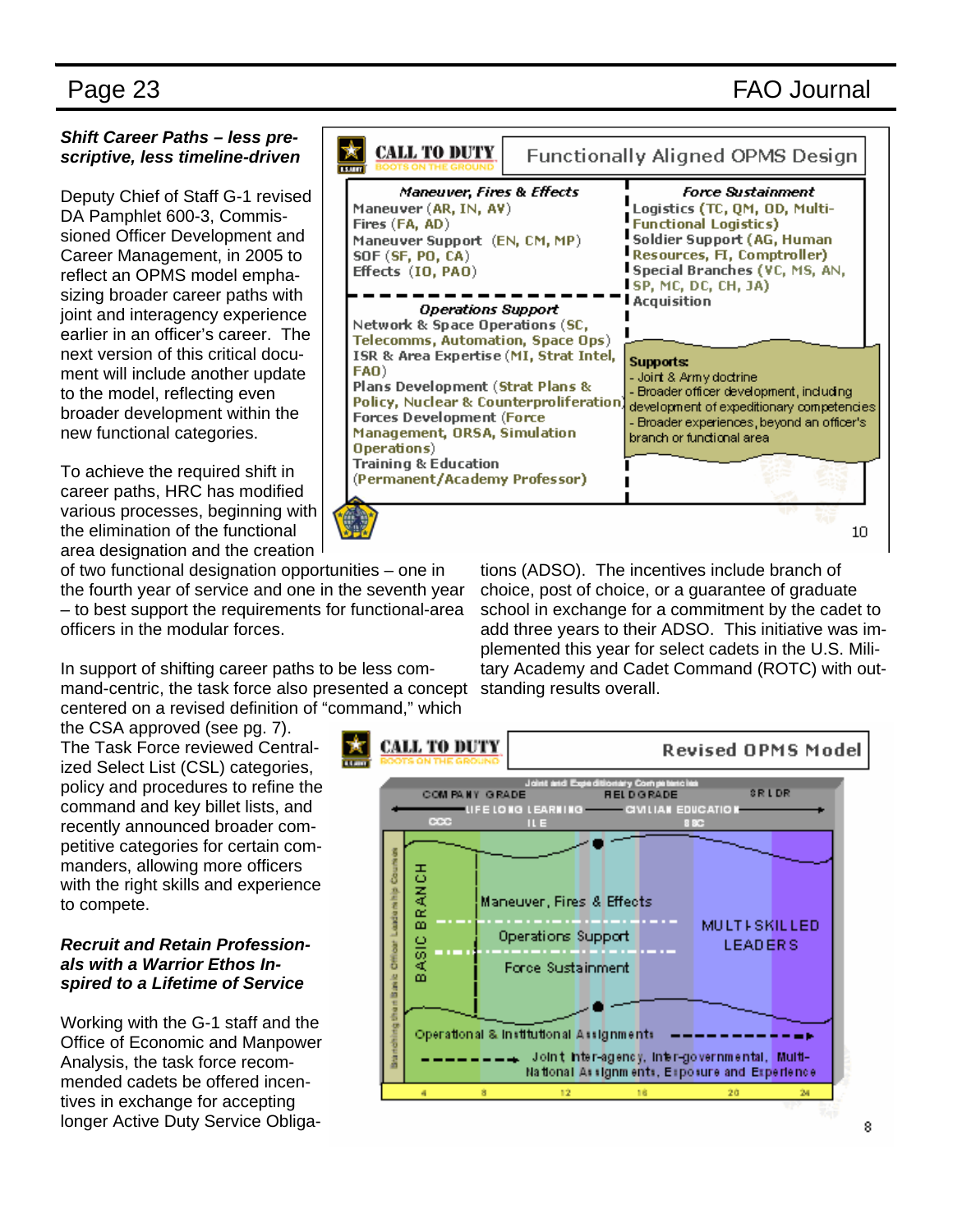### *Shift Career Paths – less prescriptive, less timeline-driven*

Deputy Chief of Staff G-1 revised DA Pamphlet 600-3, Commissioned Officer Development and Career Management, in 2005 to reflect an OPMS model emphasizing broader career paths with joint and interagency experience earlier in an officer's career. The next version of this critical document will include another update to the model, reflecting even broader development within the new functional categories.

To achieve the required shift in career paths, HRC has modified various processes, beginning with the elimination of the functional area designation and the creation of two functional designation opportunities – one in the fourth year of service and one in the seventh year – to best support the requirements for functional-area officers in the modular forces.

In support of shifting career paths to be less command-centric, the task force also presented a concept centered on a revised definition of "command," which the CSA approved (see pg. 7). The Task Force reviewed Centralized Select List (CSL) categories, policy and procedures to refine the command and key billet lists, and recently announced broader competitive categories for certain commanders, allowing more officers with the right skills and experience to compete.

**CALL TO DUTY — BOOTS ON THE GROUND**

**Functionally Aligned OPMS Design**

| *Maneuver, Fires & Effects* | *Force Sustainment* |
|---|---|
| Maneuver (AR, IN, AV)<br>Fires (FA, AD)<br>Maneuver Support (EN, CM, MP)<br>SOF (SF, PO, CA)<br>Effects (IO, PAO) | Logistics (TC, QM, OD, Multi-Functional Logistics)<br>Soldier Support (AG, Human Resources, FI, Comptroller)<br>Special Branches (VC, MS, AN, SP, MC, DC, CH, JA)<br>Acquisition |
| *Operations Support* | |
| Network & Space Operations (SC, Telecomms, Automation, Space Ops)<br>ISR & Area Expertise (MI, Strat Intel, FAO)<br>Plans Development (Strat Plans & Policy, Nuclear & Counterproliferation)<br>Forces Development (Force Management, ORSA, Simulation Operations)<br>Training & Education (Permanent/Academy Professor) | **Supports:**<br>- Joint & Army doctrine<br>- Broader officer development, including development of expeditionary competencies<br>- Broader experiences, beyond an officer's branch or functional area |

### *Recruit and Retain Professionals with a Warrior Ethos Inspired to a Lifetime of Service*

Working with the G-1 staff and the Office of Economic and Manpower Analysis, the task force recommended cadets be offered incentives in exchange for accepting longer Active Duty Service Obligations (ADSO). The incentives include branch of choice, post of choice, or a guarantee of graduate school in exchange for a commitment by the cadet to add three years to their ADSO. This initiative was implemented this year for select cadets in the U.S. Military Academy and Cadet Command (ROTC) with outstanding results overall.

**CALL TO DUTY — BOOTS ON THE GROUND**

**Revised OPMS Model**

Joint and Expeditionary Competencies

COMPANY GRADE — FIELD GRADE — SR LDR

LIFE LONG LEARNING — CIVILIAN EDUCATION

CCC — ILE — SSC

Branching then Basic Officer Leadership Courses

BASIC BRANCH

Maneuver, Fires & Effects

Operations Support

Force Sustainment

MULTI-SKILLED LEADERS

Operational & Institutional Assignments

Joint Inter-agency, Inter-governmental, Multi-National Assignments, Exposure and Experience

4 — 8 — 12 — 16 — 20 — 24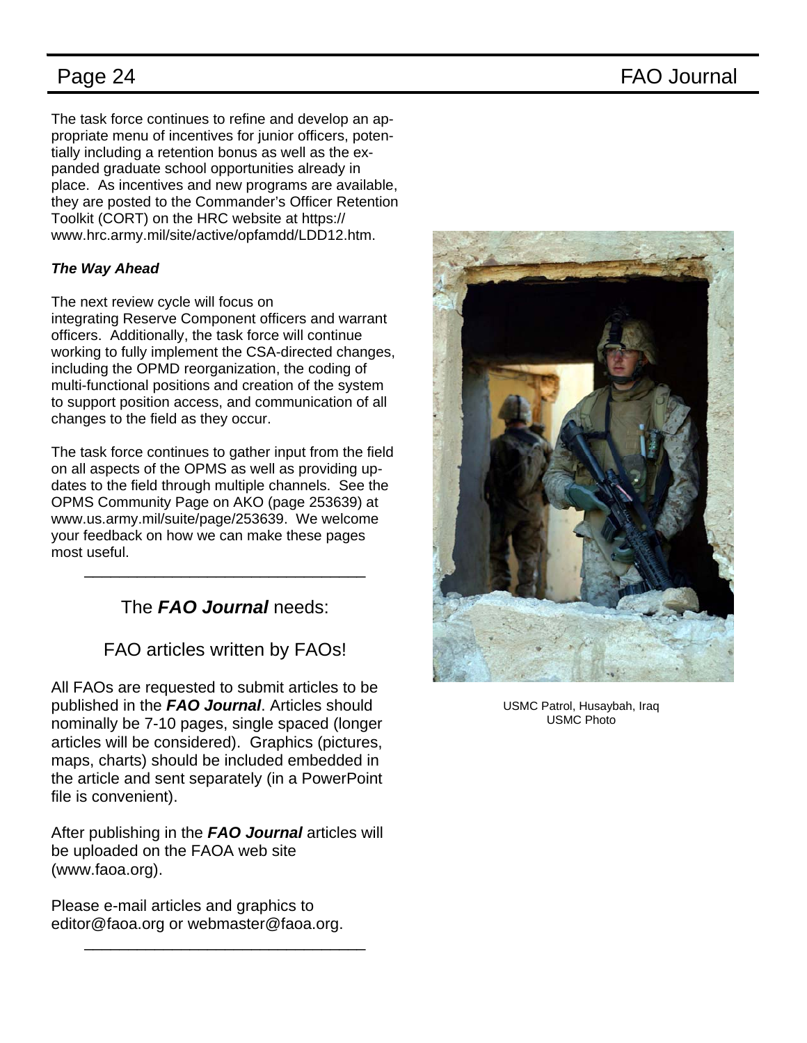The task force continues to refine and develop an appropriate menu of incentives for junior officers, potentially including a retention bonus as well as the expanded graduate school opportunities already in place. As incentives and new programs are available, they are posted to the Commander's Officer Retention Toolkit (CORT) on the HRC website at https://www.hrc.army.mil/site/active/opfamdd/LDD12.htm.

***The Way Ahead***

The next review cycle will focus on integrating Reserve Component officers and warrant officers. Additionally, the task force will continue working to fully implement the CSA-directed changes, including the OPMD reorganization, the coding of multi-functional positions and creation of the system to support position access, and communication of all changes to the field as they occur.

The task force continues to gather input from the field on all aspects of the OPMS as well as providing updates to the field through multiple channels. See the OPMS Community Page on AKO (page 253639) at www.us.army.mil/suite/page/253639. We welcome your feedback on how we can make these pages most useful.

---

The ***FAO Journal*** needs:

FAO articles written by FAOs!

All FAOs are requested to submit articles to be published in the ***FAO Journal***. Articles should nominally be 7-10 pages, single spaced (longer articles will be considered). Graphics (pictures, maps, charts) should be included embedded in the article and sent separately (in a PowerPoint file is convenient).

After publishing in the ***FAO Journal*** articles will be uploaded on the FAOA web site (www.faoa.org).

Please e-mail articles and graphics to editor@faoa.org or webmaster@faoa.org.

---

USMC Patrol, Husaybah, Iraq
USMC Photo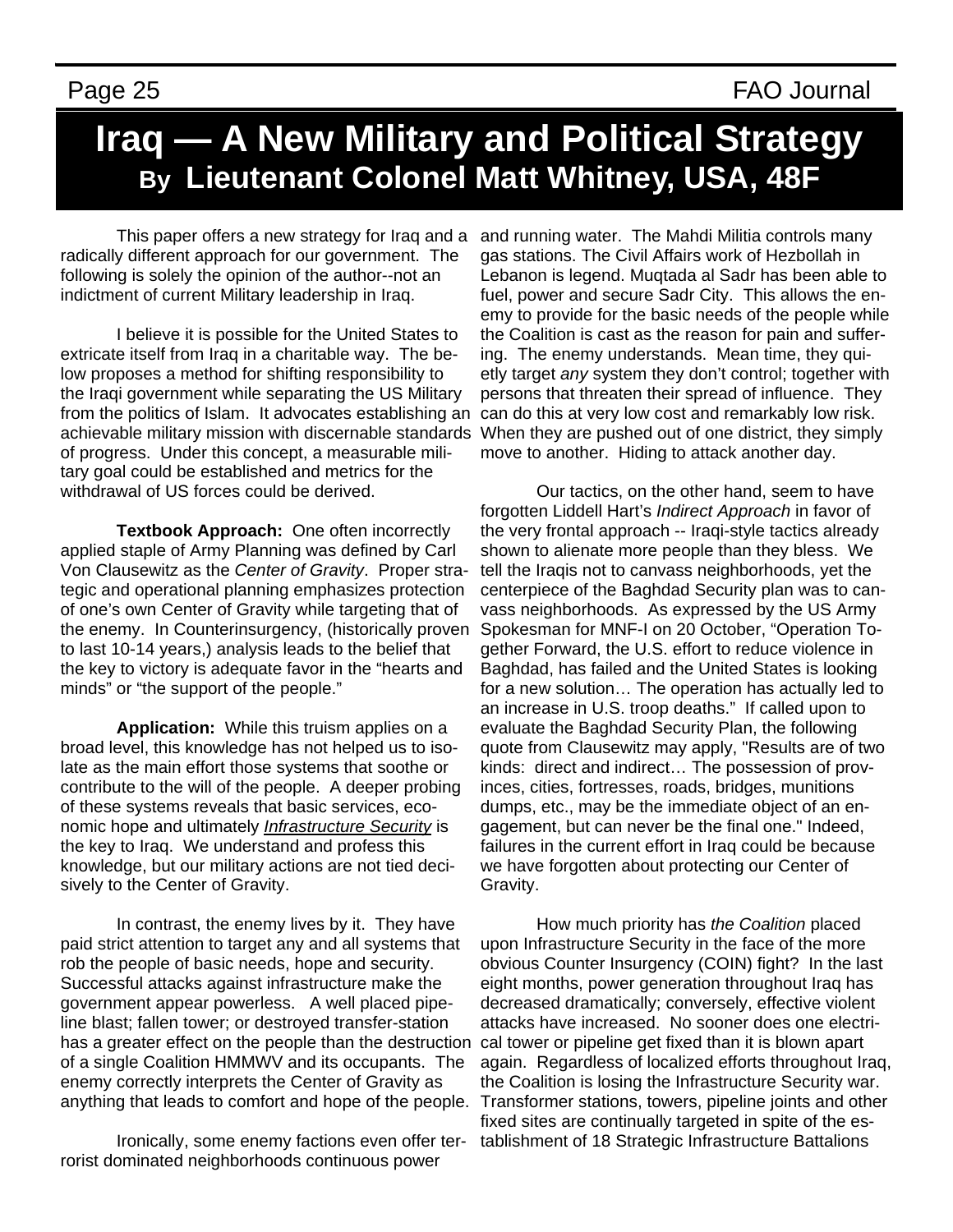# Iraq — A New Military and Political Strategy

## By Lieutenant Colonel Matt Whitney, USA, 48F

This paper offers a new strategy for Iraq and a radically different approach for our government. The following is solely the opinion of the author--not an indictment of current Military leadership in Iraq.

I believe it is possible for the United States to extricate itself from Iraq in a charitable way. The below proposes a method for shifting responsibility to the Iraqi government while separating the US Military from the politics of Islam. It advocates establishing an achievable military mission with discernable standards of progress. Under this concept, a measurable military goal could be established and metrics for the withdrawal of US forces could be derived.

**Textbook Approach:** One often incorrectly applied staple of Army Planning was defined by Carl Von Clausewitz as the *Center of Gravity*. Proper strategic and operational planning emphasizes protection of one's own Center of Gravity while targeting that of the enemy. In Counterinsurgency, (historically proven to last 10-14 years,) analysis leads to the belief that the key to victory is adequate favor in the "hearts and minds" or "the support of the people."

**Application:** While this truism applies on a broad level, this knowledge has not helped us to isolate as the main effort those systems that soothe or contribute to the will of the people. A deeper probing of these systems reveals that basic services, economic hope and ultimately <u>*Infrastructure Security*</u> is the key to Iraq. We understand and profess this knowledge, but our military actions are not tied decisively to the Center of Gravity.

In contrast, the enemy lives by it. They have paid strict attention to target any and all systems that rob the people of basic needs, hope and security. Successful attacks against infrastructure make the government appear powerless. A well placed pipeline blast; fallen tower; or destroyed transfer-station has a greater effect on the people than the destruction of a single Coalition HMMWV and its occupants. The enemy correctly interprets the Center of Gravity as anything that leads to comfort and hope of the people.

Ironically, some enemy factions even offer terrorist dominated neighborhoods continuous power and running water. The Mahdi Militia controls many gas stations. The Civil Affairs work of Hezbollah in Lebanon is legend. Muqtada al Sadr has been able to fuel, power and secure Sadr City. This allows the enemy to provide for the basic needs of the people while the Coalition is cast as the reason for pain and suffering. The enemy understands. Mean time, they quietly target *any* system they don't control; together with persons that threaten their spread of influence. They can do this at very low cost and remarkably low risk. When they are pushed out of one district, they simply move to another. Hiding to attack another day.

Our tactics, on the other hand, seem to have forgotten Liddell Hart's *Indirect Approach* in favor of the very frontal approach -- Iraqi-style tactics already shown to alienate more people than they bless. We tell the Iraqis not to canvass neighborhoods, yet the centerpiece of the Baghdad Security plan was to canvass neighborhoods. As expressed by the US Army Spokesman for MNF-I on 20 October, "Operation Together Forward, the U.S. effort to reduce violence in Baghdad, has failed and the United States is looking for a new solution… The operation has actually led to an increase in U.S. troop deaths." If called upon to evaluate the Baghdad Security Plan, the following quote from Clausewitz may apply, "Results are of two kinds: direct and indirect… The possession of provinces, cities, fortresses, roads, bridges, munitions dumps, etc., may be the immediate object of an engagement, but can never be the final one." Indeed, failures in the current effort in Iraq could be because we have forgotten about protecting our Center of Gravity.

How much priority has *the Coalition* placed upon Infrastructure Security in the face of the more obvious Counter Insurgency (COIN) fight? In the last eight months, power generation throughout Iraq has decreased dramatically; conversely, effective violent attacks have increased. No sooner does one electrical tower or pipeline get fixed than it is blown apart again. Regardless of localized efforts throughout Iraq, the Coalition is losing the Infrastructure Security war. Transformer stations, towers, pipeline joints and other fixed sites are continually targeted in spite of the establishment of 18 Strategic Infrastructure Battalions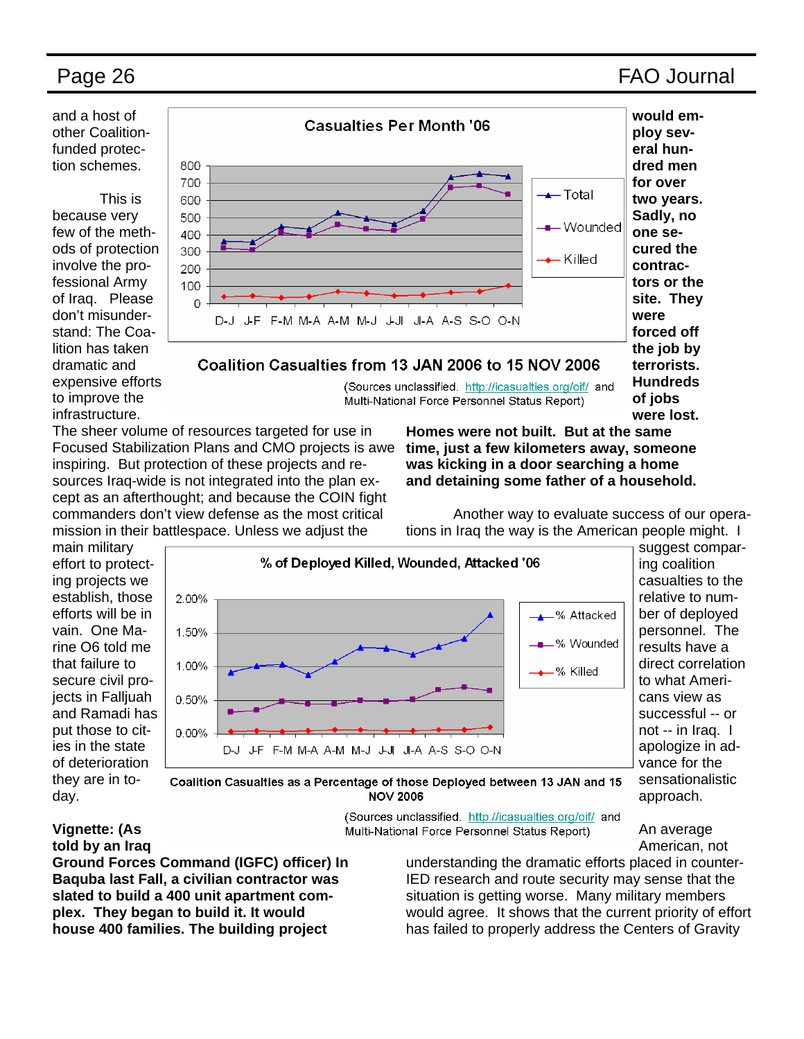and a host of other Coalition-funded protection schemes.

This is because very few of the methods of protection involve the professional Army of Iraq. Please don't misunderstand: The Coalition has taken dramatic and expensive efforts to improve the infrastructure. The sheer volume of resources targeted for use in Focused Stabilization Plans and CMO projects is awe inspiring. But protection of these projects and resources Iraq-wide is not integrated into the plan except as an afterthought; and because the COIN fight commanders don't view defense as the most critical mission in their battlespace. Unless we adjust the main military effort to protecting projects we establish, those efforts will be in vain. One Marine O6 told me that failure to secure civil projects in Falljuah and Ramadi has put those to cities in the state of deterioration they are in today.

Casualties Per Month '06

Coalition Casualties from 13 JAN 2006 to 15 NOV 2006

(Sources unclassified. http://icasualties.org/oif/ and Multi-National Force Personnel Status Report)

% of Deployed Killed, Wounded, Attacked '06

Coalition Casualties as a Percentage of those Deployed between 13 JAN and 15 NOV 2006

(Sources unclassified. http://icasualties.org/oif/ and Multi-National Force Personnel Status Report)

**Vignette: (As told by an Iraq Ground Forces Command (IGFC) officer) In Baquba last Fall, a civilian contractor was slated to build a 400 unit apartment complex. They began to build it. It would house 400 families. The building project would employ several hundred men for over two years. Sadly, no one secured the contractors or the site. They were forced off the job by terrorists. Hundreds of jobs were lost. Homes were not built. But at the same time, just a few kilometers away, someone was kicking in a door searching a home and detaining some father of a household.**

Another way to evaluate success of our operations in Iraq the way is the American people might. I suggest comparing coalition casualties to the relative to number of deployed personnel. The results have a direct correlation to what Americans view as successful -- or not -- in Iraq. I apologize in advance for the sensationalistic approach.

An average American, not understanding the dramatic efforts placed in counter-IED research and route security may sense that the situation is getting worse. Many military members would agree. It shows that the current priority of effort has failed to properly address the Centers of Gravity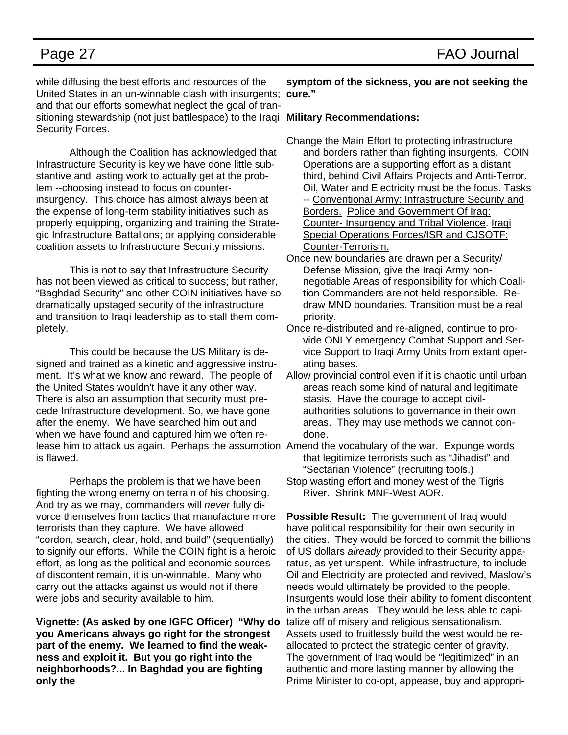while diffusing the best efforts and resources of the United States in an un-winnable clash with insurgents; and that our efforts somewhat neglect the goal of transitioning stewardship (not just battlespace) to the Iraqi Security Forces.

Although the Coalition has acknowledged that Infrastructure Security is key we have done little substantive and lasting work to actually get at the problem --choosing instead to focus on counter-insurgency. This choice has almost always been at the expense of long-term stability initiatives such as properly equipping, organizing and training the Strategic Infrastructure Battalions; or applying considerable coalition assets to Infrastructure Security missions.

This is not to say that Infrastructure Security has not been viewed as critical to success; but rather, "Baghdad Security" and other COIN initiatives have so dramatically upstaged security of the infrastructure and transition to Iraqi leadership as to stall them completely.

This could be because the US Military is designed and trained as a kinetic and aggressive instrument. It's what we know and reward. The people of the United States wouldn't have it any other way. There is also an assumption that security must precede Infrastructure development. So, we have gone after the enemy. We have searched him out and when we have found and captured him we often release him to attack us again. Perhaps the assumption is flawed.

Perhaps the problem is that we have been fighting the wrong enemy on terrain of his choosing. And try as we may, commanders will *never* fully divorce themselves from tactics that manufacture more terrorists than they capture. We have allowed "cordon, search, clear, hold, and build" (sequentially) to signify our efforts. While the COIN fight is a heroic effort, as long as the political and economic sources of discontent remain, it is un-winnable. Many who carry out the attacks against us would not if there were jobs and security available to him.

**Vignette: (As asked by one IGFC Officer) "Why do you Americans always go right for the strongest part of the enemy. We learned to find the weakness and exploit it. But you go right into the neighborhoods?... In Baghdad you are fighting only the symptom of the sickness, you are not seeking the cure."**

**Military Recommendations:**

- Change the Main Effort to protecting infrastructure and borders rather than fighting insurgents. COIN Operations are a supporting effort as a distant third, behind Civil Affairs Projects and Anti-Terror. Oil, Water and Electricity must be the focus. Tasks -- <u>Conventional Army: Infrastructure Security and Borders.</u> <u>Police and Government Of Iraq: Counter- Insurgency and Tribal Violence</u>. <u>Iraqi Special Operations Forces/ISR and CJSOTF: Counter-Terrorism.</u>
- Once new boundaries are drawn per a Security/ Defense Mission, give the Iraqi Army non-negotiable Areas of responsibility for which Coalition Commanders are not held responsible. Re-draw MND boundaries. Transition must be a real priority.
- Once re-distributed and re-aligned, continue to provide ONLY emergency Combat Support and Service Support to Iraqi Army Units from extant operating bases.
- Allow provincial control even if it is chaotic until urban areas reach some kind of natural and legitimate stasis. Have the courage to accept civil-authorities solutions to governance in their own areas. They may use methods we cannot condone.
- Amend the vocabulary of the war. Expunge words that legitimize terrorists such as "Jihadist" and "Sectarian Violence" (recruiting tools.)
- Stop wasting effort and money west of the Tigris River. Shrink MNF-West AOR.

**Possible Result:** The government of Iraq would have political responsibility for their own security in the cities. They would be forced to commit the billions of US dollars *already* provided to their Security apparatus, as yet unspent. While infrastructure, to include Oil and Electricity are protected and revived, Maslow's needs would ultimately be provided to the people. Insurgents would lose their ability to foment discontent in the urban areas. They would be less able to capitalize off of misery and religious sensationalism. Assets used to fruitlessly build the west would be re-allocated to protect the strategic center of gravity. The government of Iraq would be "legitimized" in an authentic and more lasting manner by allowing the Prime Minister to co-opt, appease, buy and appropri-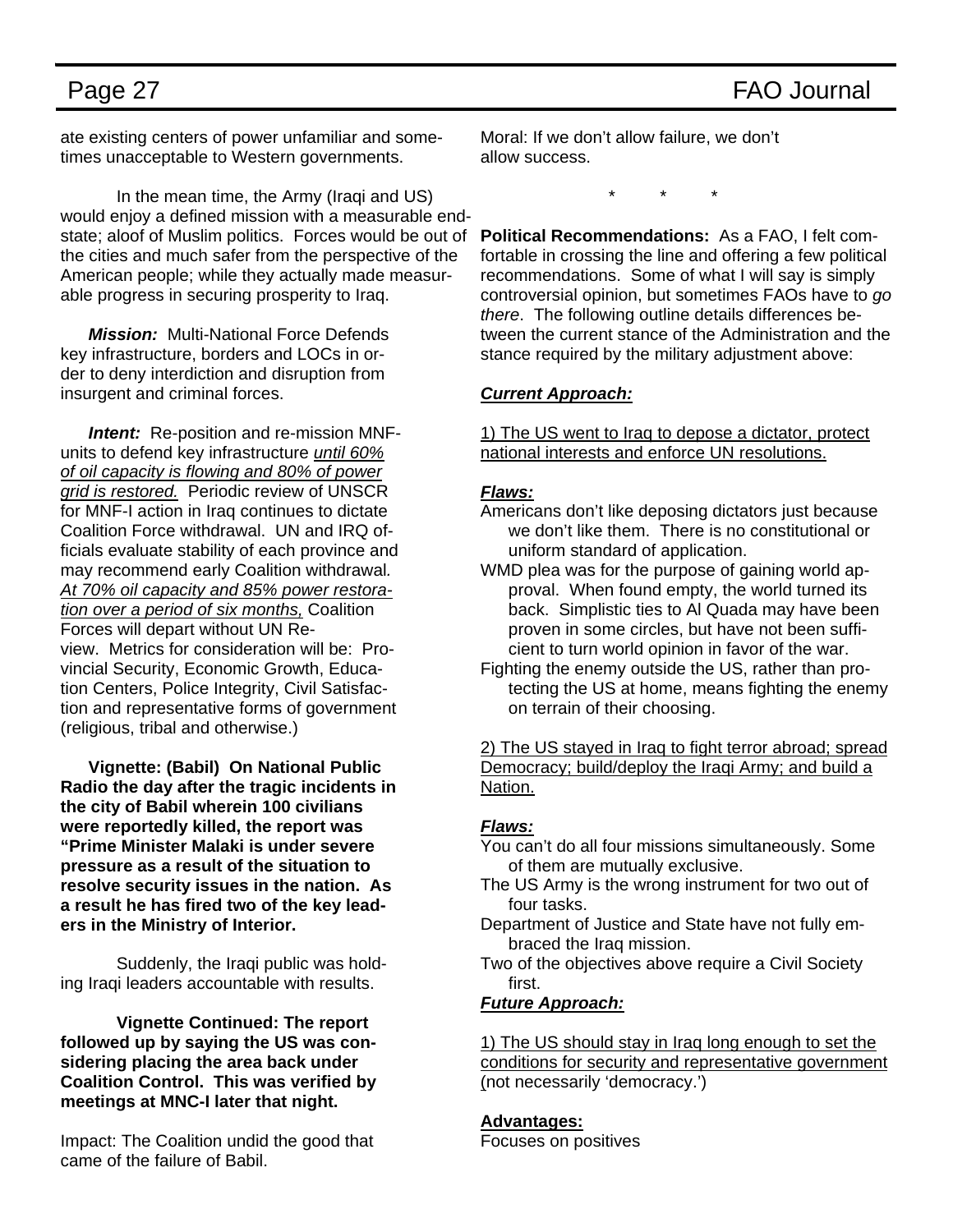ate existing centers of power unfamiliar and sometimes unacceptable to Western governments.

In the mean time, the Army (Iraqi and US) would enjoy a defined mission with a measurable end-state; aloof of Muslim politics. Forces would be out of the cities and much safer from the perspective of the American people; while they actually made measurable progress in securing prosperity to Iraq.

***Mission:*** Multi-National Force Defends key infrastructure, borders and LOCs in order to deny interdiction and disruption from insurgent and criminal forces.

***Intent:*** Re-position and re-mission MNF-units to defend key infrastructure <u>*until 60% of oil capacity is flowing and 80% of power grid is restored.*</u> Periodic review of UNSCR for MNF-I action in Iraq continues to dictate Coalition Force withdrawal. UN and IRQ officials evaluate stability of each province and may recommend early Coalition withdrawal. <u>*At 70% oil capacity and 85% power restoration over a period of six months,*</u> Coalition Forces will depart without UN Review. Metrics for consideration will be: Provincial Security, Economic Growth, Education Centers, Police Integrity, Civil Satisfaction and representative forms of government (religious, tribal and otherwise.)

**Vignette: (Babil) On National Public Radio the day after the tragic incidents in the city of Babil wherein 100 civilians were reportedly killed, the report was "Prime Minister Malaki is under severe pressure as a result of the situation to resolve security issues in the nation. As a result he has fired two of the key leaders in the Ministry of Interior.**

Suddenly, the Iraqi public was holding Iraqi leaders accountable with results.

**Vignette Continued: The report followed up by saying the US was considering placing the area back under Coalition Control. This was verified by meetings at MNC-I later that night.**

Impact: The Coalition undid the good that came of the failure of Babil.

Moral: If we don't allow failure, we don't allow success.

\*   \*   \*

**Political Recommendations:** As a FAO, I felt comfortable in crossing the line and offering a few political recommendations. Some of what I will say is simply controversial opinion, but sometimes FAOs have to *go there*. The following outline details differences between the current stance of the Administration and the stance required by the military adjustment above:

<u>***Current Approach:***</u>

<u>1) The US went to Iraq to depose a dictator, protect national interests and enforce UN resolutions.</u>

<u>***Flaws:***</u>

Americans don't like deposing dictators just because we don't like them. There is no constitutional or uniform standard of application.

WMD plea was for the purpose of gaining world approval. When found empty, the world turned its back. Simplistic ties to Al Quada may have been proven in some circles, but have not been sufficient to turn world opinion in favor of the war.

Fighting the enemy outside the US, rather than protecting the US at home, means fighting the enemy on terrain of their choosing.

<u>2) The US stayed in Iraq to fight terror abroad; spread Democracy; build/deploy the Iraqi Army; and build a Nation.</u>

<u>***Flaws:***</u>

You can't do all four missions simultaneously. Some of them are mutually exclusive.

The US Army is the wrong instrument for two out of four tasks.

Department of Justice and State have not fully embraced the Iraq mission.

Two of the objectives above require a Civil Society first.

<u>***Future Approach:***</u>

<u>1) The US should stay in Iraq long enough to set the conditions for security and representative government (</u>not necessarily 'democracy.')

<u>**Advantages:**</u>

Focuses on positives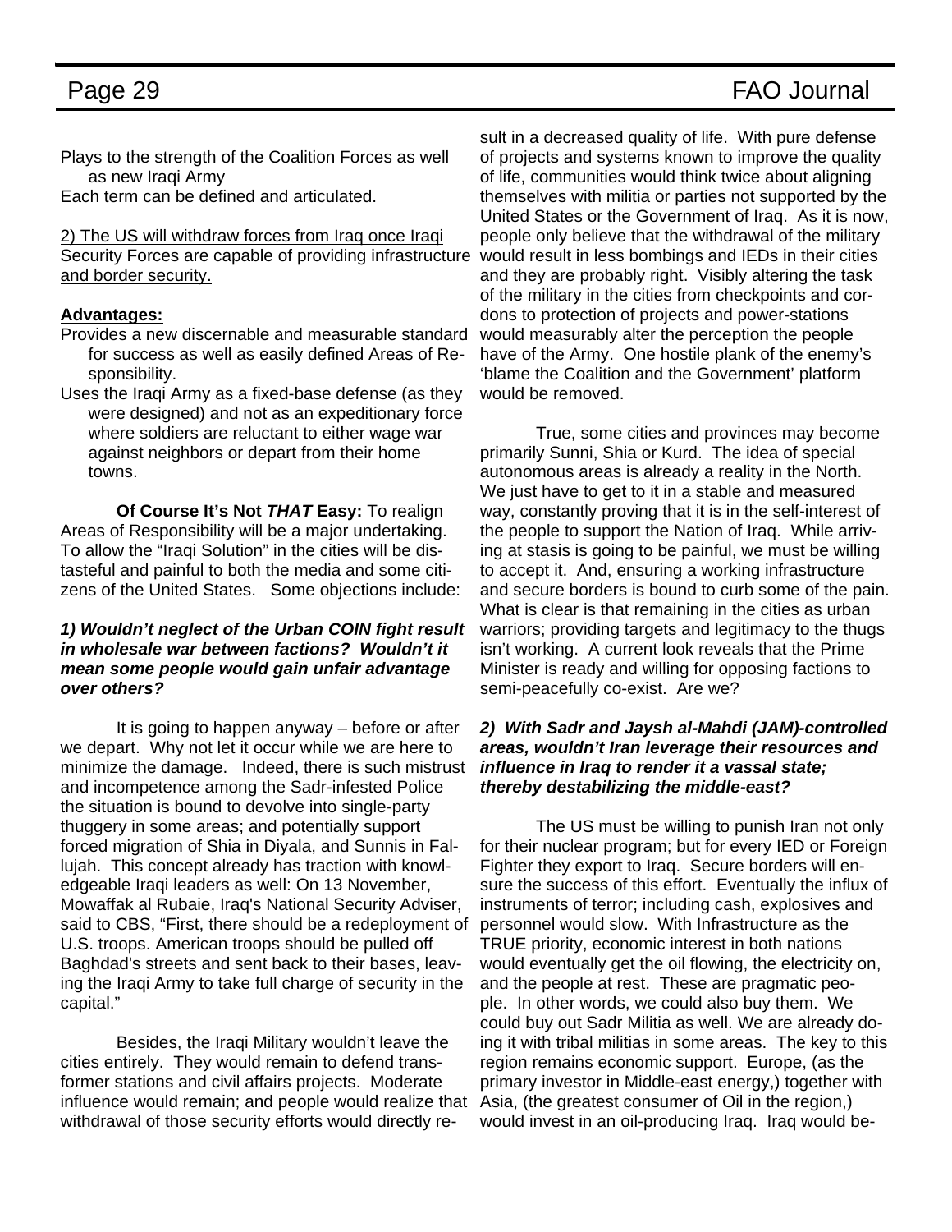Plays to the strength of the Coalition Forces as well as new Iraqi Army

Each term can be defined and articulated.

<u>2) The US will withdraw forces from Iraq once Iraqi Security Forces are capable of providing infrastructure and border security.</u>

**<u>Advantages:</u>**

Provides a new discernable and measurable standard for success as well as easily defined Areas of Responsibility.

Uses the Iraqi Army as a fixed-base defense (as they were designed) and not as an expeditionary force where soldiers are reluctant to either wage war against neighbors or depart from their home towns.

**Of Course It's Not *THAT* Easy:** To realign Areas of Responsibility will be a major undertaking. To allow the "Iraqi Solution" in the cities will be distasteful and painful to both the media and some citizens of the United States. Some objections include:

***1) Wouldn't neglect of the Urban COIN fight result in wholesale war between factions? Wouldn't it mean some people would gain unfair advantage over others?***

It is going to happen anyway – before or after we depart. Why not let it occur while we are here to minimize the damage. Indeed, there is such mistrust and incompetence among the Sadr-infested Police the situation is bound to devolve into single-party thuggery in some areas; and potentially support forced migration of Shia in Diyala, and Sunnis in Fallujah. This concept already has traction with knowledgeable Iraqi leaders as well: On 13 November, Mowaffak al Rubaie, Iraq's National Security Adviser, said to CBS, "First, there should be a redeployment of U.S. troops. American troops should be pulled off Baghdad's streets and sent back to their bases, leaving the Iraqi Army to take full charge of security in the capital."

Besides, the Iraqi Military wouldn't leave the cities entirely. They would remain to defend transformer stations and civil affairs projects. Moderate influence would remain; and people would realize that withdrawal of those security efforts would directly result in a decreased quality of life. With pure defense of projects and systems known to improve the quality of life, communities would think twice about aligning themselves with militia or parties not supported by the United States or the Government of Iraq. As it is now, people only believe that the withdrawal of the military would result in less bombings and IEDs in their cities and they are probably right. Visibly altering the task of the military in the cities from checkpoints and cordons to protection of projects and power-stations would measurably alter the perception the people have of the Army. One hostile plank of the enemy's 'blame the Coalition and the Government' platform would be removed.

True, some cities and provinces may become primarily Sunni, Shia or Kurd. The idea of special autonomous areas is already a reality in the North. We just have to get to it in a stable and measured way, constantly proving that it is in the self-interest of the people to support the Nation of Iraq. While arriving at stasis is going to be painful, we must be willing to accept it. And, ensuring a working infrastructure and secure borders is bound to curb some of the pain. What is clear is that remaining in the cities as urban warriors; providing targets and legitimacy to the thugs isn't working. A current look reveals that the Prime Minister is ready and willing for opposing factions to semi-peacefully co-exist. Are we?

***2) With Sadr and Jaysh al-Mahdi (JAM)-controlled areas, wouldn't Iran leverage their resources and influence in Iraq to render it a vassal state; thereby destabilizing the middle-east?***

The US must be willing to punish Iran not only for their nuclear program; but for every IED or Foreign Fighter they export to Iraq. Secure borders will ensure the success of this effort. Eventually the influx of instruments of terror; including cash, explosives and personnel would slow. With Infrastructure as the TRUE priority, economic interest in both nations would eventually get the oil flowing, the electricity on, and the people at rest. These are pragmatic people. In other words, we could also buy them. We could buy out Sadr Militia as well. We are already doing it with tribal militias in some areas. The key to this region remains economic support. Europe, (as the primary investor in Middle-east energy,) together with Asia, (the greatest consumer of Oil in the region,) would invest in an oil-producing Iraq. Iraq would be-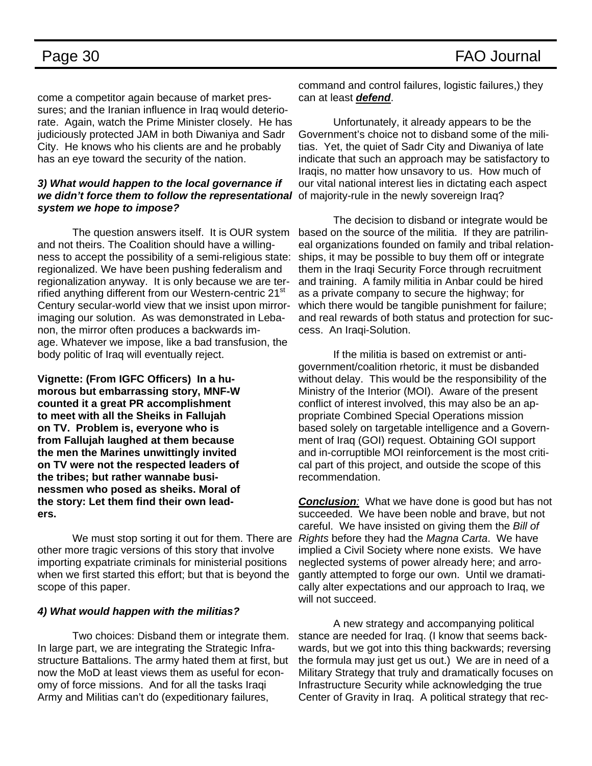come a competitor again because of market pressures; and the Iranian influence in Iraq would deteriorate. Again, watch the Prime Minister closely. He has judiciously protected JAM in both Diwaniya and Sadr City. He knows who his clients are and he probably has an eye toward the security of the nation.

***3) What would happen to the local governance if we didn't force them to follow the representational system we hope to impose?***

The question answers itself. It is OUR system and not theirs. The Coalition should have a willingness to accept the possibility of a semi-religious state: regionalized. We have been pushing federalism and regionalization anyway. It is only because we are terrified anything different from our Western-centric 21st Century secular-world view that we insist upon mirror-imaging our solution. As was demonstrated in Lebanon, the mirror often produces a backwards image. Whatever we impose, like a bad transfusion, the body politic of Iraq will eventually reject.

**Vignette: (From IGFC Officers) In a humorous but embarrassing story, MNF-W counted it a great PR accomplishment to meet with all the Sheiks in Fallujah on TV. Problem is, everyone who is from Fallujah laughed at them because the men the Marines unwittingly invited on TV were not the respected leaders of the tribes; but rather wannabe businessmen who posed as sheiks. Moral of the story: Let them find their own leaders.**

We must stop sorting it out for them. There are other more tragic versions of this story that involve importing expatriate criminals for ministerial positions when we first started this effort; but that is beyond the scope of this paper.

***4) What would happen with the militias?***

Two choices: Disband them or integrate them. In large part, we are integrating the Strategic Infrastructure Battalions. The army hated them at first, but now the MoD at least views them as useful for economy of force missions. And for all the tasks Iraqi Army and Militias can't do (expeditionary failures, command and control failures, logistic failures,) they can at least ***defend***.

Unfortunately, it already appears to be the Government's choice not to disband some of the militias. Yet, the quiet of Sadr City and Diwaniya of late indicate that such an approach may be satisfactory to Iraqis, no matter how unsavory to us. How much of our vital national interest lies in dictating each aspect of majority-rule in the newly sovereign Iraq?

The decision to disband or integrate would be based on the source of the militia. If they are patrilineal organizations founded on family and tribal relationships, it may be possible to buy them off or integrate them in the Iraqi Security Force through recruitment and training. A family militia in Anbar could be hired as a private company to secure the highway; for which there would be tangible punishment for failure; and real rewards of both status and protection for success. An Iraqi-Solution.

If the militia is based on extremist or anti-government/coalition rhetoric, it must be disbanded without delay. This would be the responsibility of the Ministry of the Interior (MOI). Aware of the present conflict of interest involved, this may also be an appropriate Combined Special Operations mission based solely on targetable intelligence and a Government of Iraq (GOI) request. Obtaining GOI support and in-corruptible MOI reinforcement is the most critical part of this project, and outside the scope of this recommendation.

***Conclusion**:* What we have done is good but has not succeeded. We have been noble and brave, but not careful. We have insisted on giving them the *Bill of Rights* before they had the *Magna Carta*. We have implied a Civil Society where none exists. We have neglected systems of power already here; and arrogantly attempted to forge our own. Until we dramatically alter expectations and our approach to Iraq, we will not succeed.

A new strategy and accompanying political stance are needed for Iraq. (I know that seems backwards, but we got into this thing backwards; reversing the formula may just get us out.) We are in need of a Military Strategy that truly and dramatically focuses on Infrastructure Security while acknowledging the true Center of Gravity in Iraq. A political strategy that rec-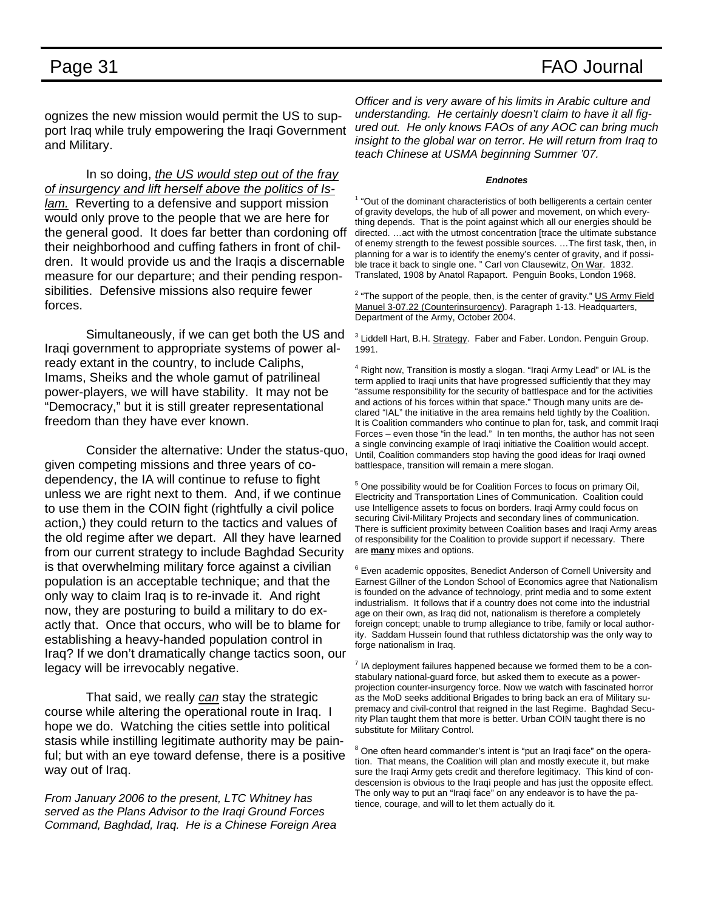ognizes the new mission would permit the US to support Iraq while truly empowering the Iraqi Government and Military.

In so doing, _the US would step out of the fray of insurgency and lift herself above the politics of Islam._ Reverting to a defensive and support mission would only prove to the people that we are here for the general good. It does far better than cordoning off their neighborhood and cuffing fathers in front of children. It would provide us and the Iraqis a discernable measure for our departure; and their pending responsibilities. Defensive missions also require fewer forces.

Simultaneously, if we can get both the US and Iraqi government to appropriate systems of power already extant in the country, to include Caliphs, Imams, Sheiks and the whole gamut of patrilineal power-players, we will have stability. It may not be "Democracy," but it is still greater representational freedom than they have ever known.

Consider the alternative: Under the status-quo, given competing missions and three years of co-dependency, the IA will continue to refuse to fight unless we are right next to them. And, if we continue to use them in the COIN fight (rightfully a civil police action,) they could return to the tactics and values of the old regime after we depart. All they have learned from our current strategy to include Baghdad Security is that overwhelming military force against a civilian population is an acceptable technique; and that the only way to claim Iraq is to re-invade it. And right now, they are posturing to build a military to do exactly that. Once that occurs, who will be to blame for establishing a heavy-handed population control in Iraq? If we don't dramatically change tactics soon, our legacy will be irrevocably negative.

That said, we really _can_ stay the strategic course while altering the operational route in Iraq. I hope we do. Watching the cities settle into political stasis while instilling legitimate authority may be painful; but with an eye toward defense, there is a positive way out of Iraq.

*From January 2006 to the present, LTC Whitney has served as the Plans Advisor to the Iraqi Ground Forces Command, Baghdad, Iraq. He is a Chinese Foreign Area Officer and is very aware of his limits in Arabic culture and understanding. He certainly doesn't claim to have it all figured out. He only knows FAOs of any AOC can bring much insight to the global war on terror. He will return from Iraq to teach Chinese at USMA beginning Summer '07.*

***Endnotes***

[1] "Out of the dominant characteristics of both belligerents a certain center of gravity develops, the hub of all power and movement, on which everything depends. That is the point against which all our energies should be directed. …act with the utmost concentration [trace the ultimate substance of enemy strength to the fewest possible sources. …The first task, then, in planning for a war is to identify the enemy's center of gravity, and if possible trace it back to single one. " Carl von Clausewitz, _On War_. 1832. Translated, 1908 by Anatol Rapaport. Penguin Books, London 1968.

[2] "The support of the people, then, is the center of gravity." _US Army Field Manuel 3-07.22 (Counterinsurgency)_. Paragraph 1-13. Headquarters, Department of the Army, October 2004.

[3] Liddell Hart, B.H. _Strategy_. Faber and Faber. London. Penguin Group. 1991.

[4] Right now, Transition is mostly a slogan. "Iraqi Army Lead" or IAL is the term applied to Iraqi units that have progressed sufficiently that they may "assume responsibility for the security of battlespace and for the activities and actions of his forces within that space." Though many units are declared "IAL" the initiative in the area remains held tightly by the Coalition. It is Coalition commanders who continue to plan for, task, and commit Iraqi Forces – even those "in the lead." In ten months, the author has not seen a single convincing example of Iraqi initiative the Coalition would accept. Until, Coalition commanders stop having the good ideas for Iraqi owned battlespace, transition will remain a mere slogan.

[5] One possibility would be for Coalition Forces to focus on primary Oil, Electricity and Transportation Lines of Communication. Coalition could use Intelligence assets to focus on borders. Iraqi Army could focus on securing Civil-Military Projects and secondary lines of communication. There is sufficient proximity between Coalition bases and Iraqi Army areas of responsibility for the Coalition to provide support if necessary. There are **_many_** mixes and options.

[6] Even academic opposites, Benedict Anderson of Cornell University and Earnest Gillner of the London School of Economics agree that Nationalism is founded on the advance of technology, print media and to some extent industrialism. It follows that if a country does not come into the industrial age on their own, as Iraq did not, nationalism is therefore a completely foreign concept; unable to trump allegiance to tribe, family or local authority. Saddam Hussein found that ruthless dictatorship was the only way to forge nationalism in Iraq.

[7] IA deployment failures happened because we formed them to be a constabulary national-guard force, but asked them to execute as a power-projection counter-insurgency force. Now we watch with fascinated horror as the MoD seeks additional Brigades to bring back an era of Military supremacy and civil-control that reigned in the last Regime. Baghdad Security Plan taught them that more is better. Urban COIN taught there is no substitute for Military Control.

[8] One often heard commander's intent is "put an Iraqi face" on the operation. That means, the Coalition will plan and mostly execute it, but make sure the Iraqi Army gets credit and therefore legitimacy. This kind of condescension is obvious to the Iraqi people and has just the opposite effect. The only way to put an "Iraqi face" on any endeavor is to have the patience, courage, and will to let them actually do it.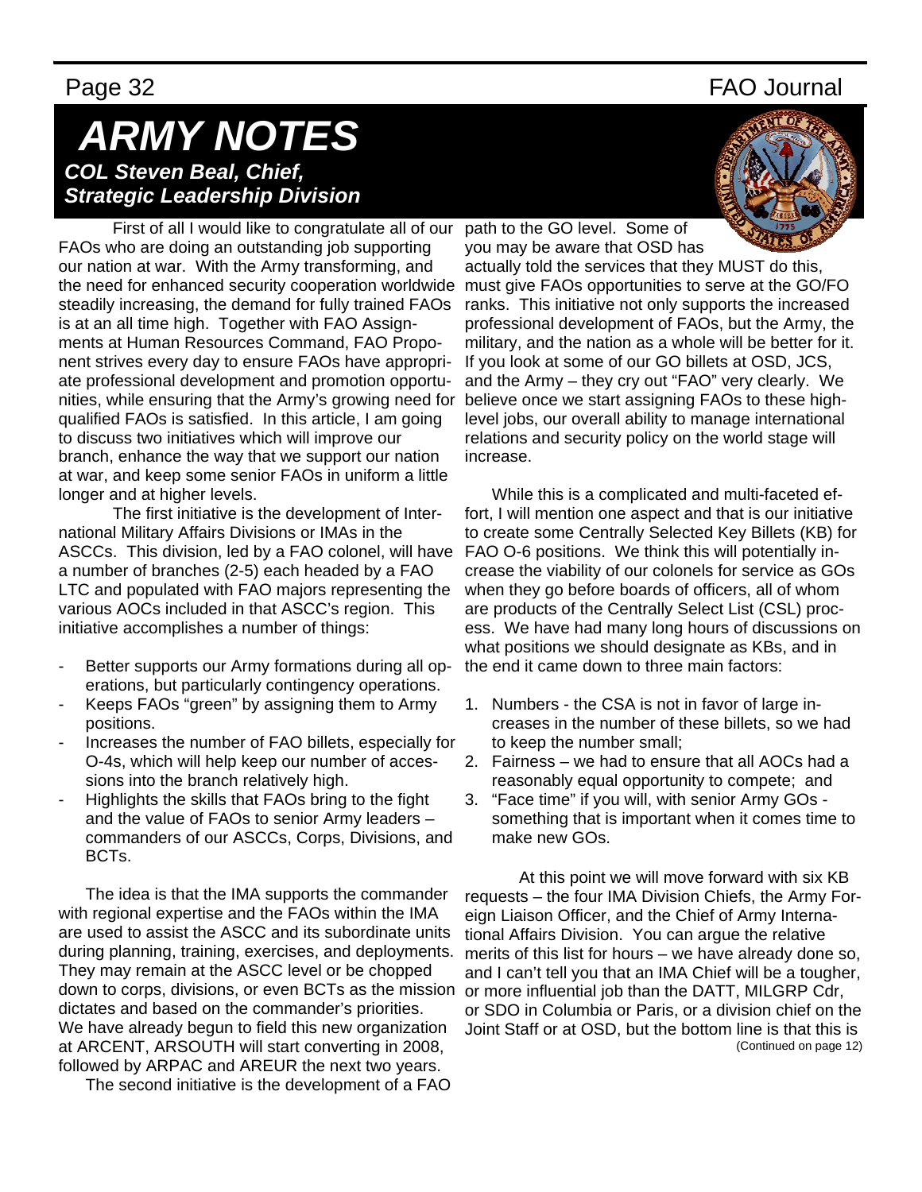# ARMY NOTES

***COL Steven Beal, Chief, Strategic Leadership Division***

First of all I would like to congratulate all of our FAOs who are doing an outstanding job supporting our nation at war. With the Army transforming, and the need for enhanced security cooperation worldwide steadily increasing, the demand for fully trained FAOs is at an all time high. Together with FAO Assignments at Human Resources Command, FAO Proponent strives every day to ensure FAOs have appropriate professional development and promotion opportunities, while ensuring that the Army's growing need for qualified FAOs is satisfied. In this article, I am going to discuss two initiatives which will improve our branch, enhance the way that we support our nation at war, and keep some senior FAOs in uniform a little longer and at higher levels.

The first initiative is the development of International Military Affairs Divisions or IMAs in the ASCCs. This division, led by a FAO colonel, will have a number of branches (2-5) each headed by a FAO LTC and populated with FAO majors representing the various AOCs included in that ASCC's region. This initiative accomplishes a number of things:

- Better supports our Army formations during all operations, but particularly contingency operations.
- Keeps FAOs "green" by assigning them to Army positions.
- Increases the number of FAO billets, especially for O-4s, which will help keep our number of accessions into the branch relatively high.
- Highlights the skills that FAOs bring to the fight and the value of FAOs to senior Army leaders – commanders of our ASCCs, Corps, Divisions, and BCTs.

The idea is that the IMA supports the commander with regional expertise and the FAOs within the IMA are used to assist the ASCC and its subordinate units during planning, training, exercises, and deployments. They may remain at the ASCC level or be chopped down to corps, divisions, or even BCTs as the mission dictates and based on the commander's priorities. We have already begun to field this new organization at ARCENT, ARSOUTH will start converting in 2008, followed by ARPAC and AREUR the next two years.

The second initiative is the development of a FAO path to the GO level. Some of you may be aware that OSD has actually told the services that they MUST do this, must give FAOs opportunities to serve at the GO/FO ranks. This initiative not only supports the increased professional development of FAOs, but the Army, the military, and the nation as a whole will be better for it. If you look at some of our GO billets at OSD, JCS, and the Army – they cry out "FAO" very clearly. We believe once we start assigning FAOs to these high-level jobs, our overall ability to manage international relations and security policy on the world stage will increase.

While this is a complicated and multi-faceted effort, I will mention one aspect and that is our initiative to create some Centrally Selected Key Billets (KB) for FAO O-6 positions. We think this will potentially increase the viability of our colonels for service as GOs when they go before boards of officers, all of whom are products of the Centrally Select List (CSL) process. We have had many long hours of discussions on what positions we should designate as KBs, and in the end it came down to three main factors:

1. Numbers - the CSA is not in favor of large increases in the number of these billets, so we had to keep the number small;
2. Fairness – we had to ensure that all AOCs had a reasonably equal opportunity to compete; and
3. "Face time" if you will, with senior Army GOs - something that is important when it comes time to make new GOs.

At this point we will move forward with six KB requests – the four IMA Division Chiefs, the Army Foreign Liaison Officer, and the Chief of Army International Affairs Division. You can argue the relative merits of this list for hours – we have already done so, and I can't tell you that an IMA Chief will be a tougher, or more influential job than the DATT, MILGRP Cdr, or SDO in Columbia or Paris, or a division chief on the Joint Staff or at OSD, but the bottom line is that this is

(Continued on page 12)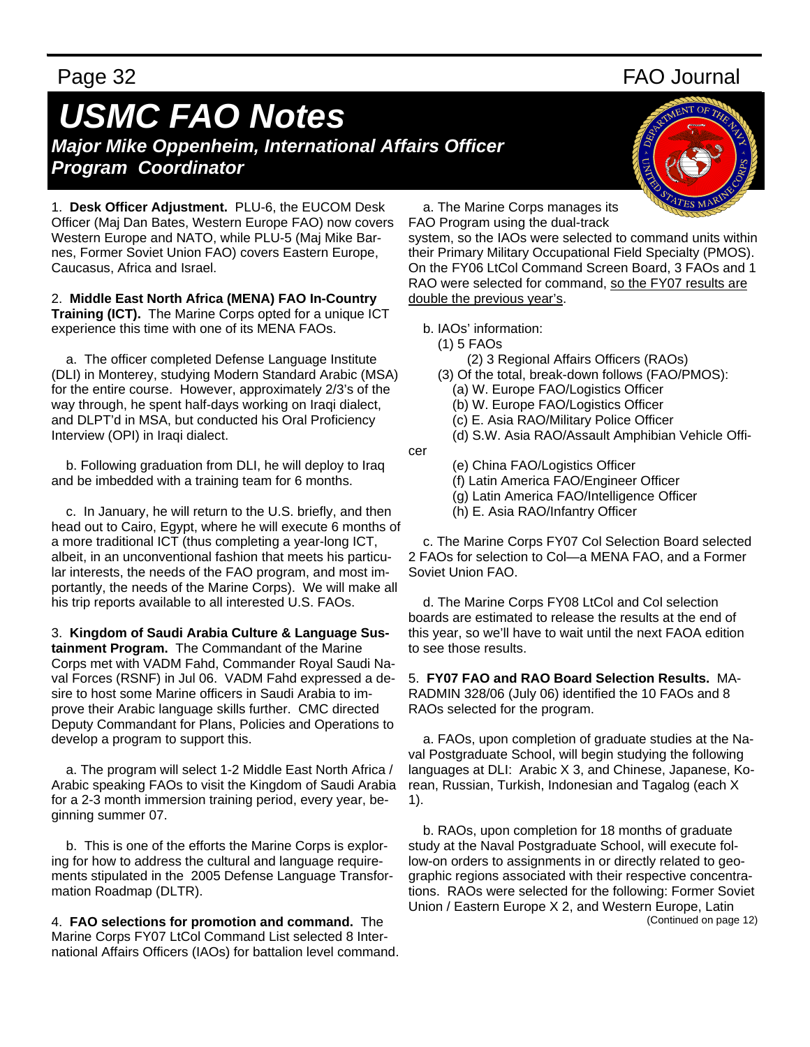# USMC FAO Notes

***Major Mike Oppenheim, International Affairs Officer Program Coordinator***

1. **Desk Officer Adjustment.** PLU-6, the EUCOM Desk Officer (Maj Dan Bates, Western Europe FAO) now covers Western Europe and NATO, while PLU-5 (Maj Mike Barnes, Former Soviet Union FAO) covers Eastern Europe, Caucasus, Africa and Israel.

2. **Middle East North Africa (MENA) FAO In-Country Training (ICT).** The Marine Corps opted for a unique ICT experience this time with one of its MENA FAOs.

a. The officer completed Defense Language Institute (DLI) in Monterey, studying Modern Standard Arabic (MSA) for the entire course. However, approximately 2/3's of the way through, he spent half-days working on Iraqi dialect, and DLPT'd in MSA, but conducted his Oral Proficiency Interview (OPI) in Iraqi dialect.

b. Following graduation from DLI, he will deploy to Iraq and be imbedded with a training team for 6 months.

c. In January, he will return to the U.S. briefly, and then head out to Cairo, Egypt, where he will execute 6 months of a more traditional ICT (thus completing a year-long ICT, albeit, in an unconventional fashion that meets his particular interests, the needs of the FAO program, and most importantly, the needs of the Marine Corps). We will make all his trip reports available to all interested U.S. FAOs.

3. **Kingdom of Saudi Arabia Culture & Language Sustainment Program.** The Commandant of the Marine Corps met with VADM Fahd, Commander Royal Saudi Naval Forces (RSNF) in Jul 06. VADM Fahd expressed a desire to host some Marine officers in Saudi Arabia to improve their Arabic language skills further. CMC directed Deputy Commandant for Plans, Policies and Operations to develop a program to support this.

a. The program will select 1-2 Middle East North Africa / Arabic speaking FAOs to visit the Kingdom of Saudi Arabia for a 2-3 month immersion training period, every year, beginning summer 07.

b. This is one of the efforts the Marine Corps is exploring for how to address the cultural and language requirements stipulated in the 2005 Defense Language Transformation Roadmap (DLTR).

4. **FAO selections for promotion and command.** The Marine Corps FY07 LtCol Command List selected 8 International Affairs Officers (IAOs) for battalion level command.

a. The Marine Corps manages its FAO Program using the dual-track system, so the IAOs were selected to command units within their Primary Military Occupational Field Specialty (PMOS). On the FY06 LtCol Command Screen Board, 3 FAOs and 1 RAO were selected for command, <u>so the FY07 results are double the previous year's</u>.

b. IAOs' information:

(1) 5 FAOs

(2) 3 Regional Affairs Officers (RAOs)

(3) Of the total, break-down follows (FAO/PMOS):

(a) W. Europe FAO/Logistics Officer

(b) W. Europe FAO/Logistics Officer

(c) E. Asia RAO/Military Police Officer

(d) S.W. Asia RAO/Assault Amphibian Vehicle Officer

(e) China FAO/Logistics Officer

(f) Latin America FAO/Engineer Officer

(g) Latin America FAO/Intelligence Officer

(h) E. Asia RAO/Infantry Officer

c. The Marine Corps FY07 Col Selection Board selected 2 FAOs for selection to Col—a MENA FAO, and a Former Soviet Union FAO.

d. The Marine Corps FY08 LtCol and Col selection boards are estimated to release the results at the end of this year, so we'll have to wait until the next FAOA edition to see those results.

5. **FY07 FAO and RAO Board Selection Results.** MARADMIN 328/06 (July 06) identified the 10 FAOs and 8 RAOs selected for the program.

a. FAOs, upon completion of graduate studies at the Naval Postgraduate School, will begin studying the following languages at DLI: Arabic X 3, and Chinese, Japanese, Korean, Russian, Turkish, Indonesian and Tagalog (each X 1).

b. RAOs, upon completion for 18 months of graduate study at the Naval Postgraduate School, will execute follow-on orders to assignments in or directly related to geographic regions associated with their respective concentrations. RAOs were selected for the following: Former Soviet Union / Eastern Europe X 2, and Western Europe, Latin

(Continued on page 12)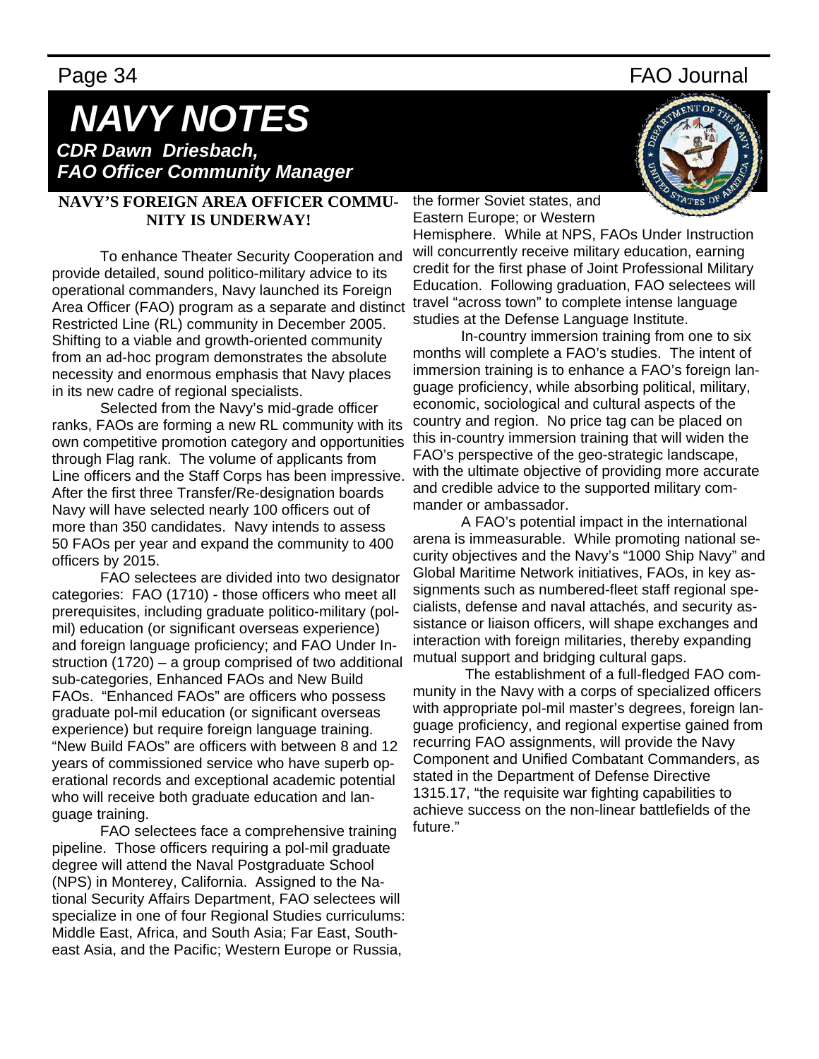# *NAVY NOTES*

***CDR Dawn Driesbach, FAO Officer Community Manager***

## NAVY'S FOREIGN AREA OFFICER COMMUNITY IS UNDERWAY!

To enhance Theater Security Cooperation and provide detailed, sound politico-military advice to its operational commanders, Navy launched its Foreign Area Officer (FAO) program as a separate and distinct Restricted Line (RL) community in December 2005. Shifting to a viable and growth-oriented community from an ad-hoc program demonstrates the absolute necessity and enormous emphasis that Navy places in its new cadre of regional specialists.

Selected from the Navy's mid-grade officer ranks, FAOs are forming a new RL community with its own competitive promotion category and opportunities through Flag rank. The volume of applicants from Line officers and the Staff Corps has been impressive. After the first three Transfer/Re-designation boards Navy will have selected nearly 100 officers out of more than 350 candidates. Navy intends to assess 50 FAOs per year and expand the community to 400 officers by 2015.

FAO selectees are divided into two designator categories: FAO (1710) - those officers who meet all prerequisites, including graduate politico-military (pol-mil) education (or significant overseas experience) and foreign language proficiency; and FAO Under Instruction (1720) – a group comprised of two additional sub-categories, Enhanced FAOs and New Build FAOs. "Enhanced FAOs" are officers who possess graduate pol-mil education (or significant overseas experience) but require foreign language training. "New Build FAOs" are officers with between 8 and 12 years of commissioned service who have superb operational records and exceptional academic potential who will receive both graduate education and language training.

FAO selectees face a comprehensive training pipeline. Those officers requiring a pol-mil graduate degree will attend the Naval Postgraduate School (NPS) in Monterey, California. Assigned to the National Security Affairs Department, FAO selectees will specialize in one of four Regional Studies curriculums: Middle East, Africa, and South Asia; Far East, Southeast Asia, and the Pacific; Western Europe or Russia, the former Soviet states, and Eastern Europe; or Western Hemisphere. While at NPS, FAOs Under Instruction will concurrently receive military education, earning credit for the first phase of Joint Professional Military Education. Following graduation, FAO selectees will travel "across town" to complete intense language studies at the Defense Language Institute.

In-country immersion training from one to six months will complete a FAO's studies. The intent of immersion training is to enhance a FAO's foreign language proficiency, while absorbing political, military, economic, sociological and cultural aspects of the country and region. No price tag can be placed on this in-country immersion training that will widen the FAO's perspective of the geo-strategic landscape, with the ultimate objective of providing more accurate and credible advice to the supported military commander or ambassador.

A FAO's potential impact in the international arena is immeasurable. While promoting national security objectives and the Navy's "1000 Ship Navy" and Global Maritime Network initiatives, FAOs, in key assignments such as numbered-fleet staff regional specialists, defense and naval attachés, and security assistance or liaison officers, will shape exchanges and interaction with foreign militaries, thereby expanding mutual support and bridging cultural gaps.

The establishment of a full-fledged FAO community in the Navy with a corps of specialized officers with appropriate pol-mil master's degrees, foreign language proficiency, and regional expertise gained from recurring FAO assignments, will provide the Navy Component and Unified Combatant Commanders, as stated in the Department of Defense Directive 1315.17, "the requisite war fighting capabilities to achieve success on the non-linear battlefields of the future."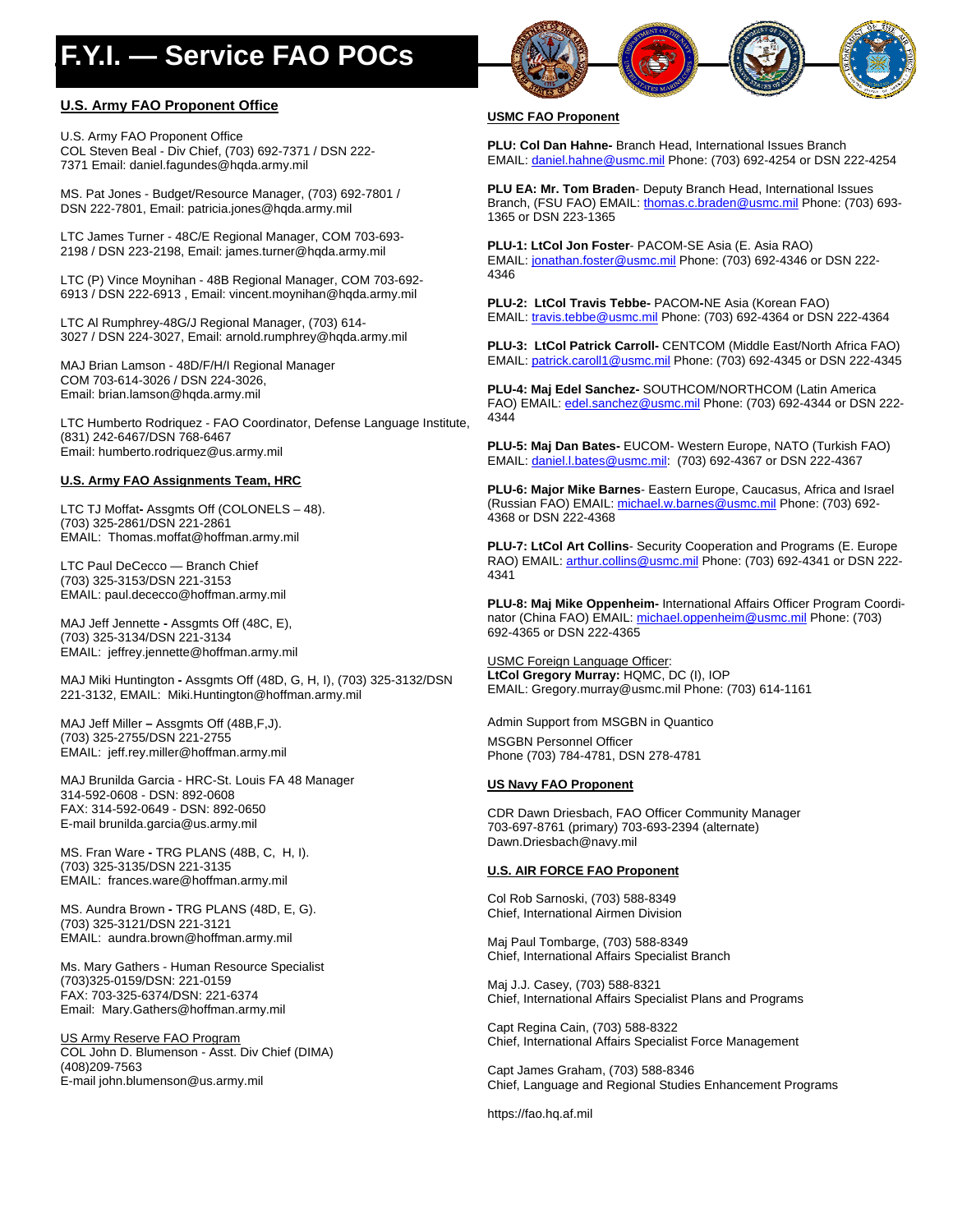# F.Y.I. — Service FAO POCs

## U.S. Army FAO Proponent Office

U.S. Army FAO Proponent Office
COL Steven Beal - Div Chief, (703) 692-7371 / DSN 222-7371 Email: daniel.fagundes@hqda.army.mil

MS. Pat Jones - Budget/Resource Manager, (703) 692-7801 / DSN 222-7801, Email: patricia.jones@hqda.army.mil

LTC James Turner - 48C/E Regional Manager, COM 703-693-2198 / DSN 223-2198, Email: james.turner@hqda.army.mil

LTC (P) Vince Moynihan - 48B Regional Manager, COM 703-692-6913 / DSN 222-6913 , Email: vincent.moynihan@hqda.army.mil

LTC Al Rumphrey-48G/J Regional Manager, (703) 614-3027 / DSN 224-3027, Email: arnold.rumphrey@hqda.army.mil

MAJ Brian Lamson - 48D/F/H/I Regional Manager
COM 703-614-3026 / DSN 224-3026,
Email: brian.lamson@hqda.army.mil

LTC Humberto Rodriquez - FAO Coordinator, Defense Language Institute, (831) 242-6467/DSN 768-6467
Email: humberto.rodriquez@us.army.mil

## U.S. Army FAO Assignments Team, HRC

LTC TJ Moffat**-** Assgmts Off (COLONELS – 48).
(703) 325-2861/DSN 221-2861
EMAIL: Thomas.moffat@hoffman.army.mil

LTC Paul DeCecco — Branch Chief
(703) 325-3153/DSN 221-3153
EMAIL: paul.dececco@hoffman.army.mil

MAJ Jeff Jennette **-** Assgmts Off (48C, E),
(703) 325-3134/DSN 221-3134
EMAIL: jeffrey.jennette@hoffman.army.mil

MAJ Miki Huntington **-** Assgmts Off (48D, G, H, I), (703) 325-3132/DSN 221-3132, EMAIL: Miki.Huntington@hoffman.army.mil

MAJ Jeff Miller **–** Assgmts Off (48B,F,J).
(703) 325-2755/DSN 221-2755
EMAIL: jeff.rey.miller@hoffman.army.mil

MAJ Brunilda Garcia - HRC-St. Louis FA 48 Manager
314-592-0608 - DSN: 892-0608
FAX: 314-592-0649 - DSN: 892-0650
E-mail brunilda.garcia@us.army.mil

MS. Fran Ware **-** TRG PLANS (48B, C, H, I).
(703) 325-3135/DSN 221-3135
EMAIL: frances.ware@hoffman.army.mil

MS. Aundra Brown **-** TRG PLANS (48D, E, G).
(703) 325-3121/DSN 221-3121
EMAIL: aundra.brown@hoffman.army.mil

Ms. Mary Gathers - Human Resource Specialist
(703)325-0159/DSN: 221-0159
FAX: 703-325-6374/DSN: 221-6374
Email: Mary.Gathers@hoffman.army.mil

US Army Reserve FAO Program
COL John D. Blumenson - Asst. Div Chief (DIMA)
(408)209-7563
E-mail john.blumenson@us.army.mil

## USMC FAO Proponent

**PLU: Col Dan Hahne-** Branch Head, International Issues Branch
EMAIL: daniel.hahne@usmc.mil Phone: (703) 692-4254 or DSN 222-4254

**PLU EA: Mr. Tom Braden**- Deputy Branch Head, International Issues Branch, (FSU FAO) EMAIL: thomas.c.braden@usmc.mil Phone: (703) 693-1365 or DSN 223-1365

**PLU-1: LtCol Jon Foster**- PACOM-SE Asia (E. Asia RAO)
EMAIL: jonathan.foster@usmc.mil Phone: (703) 692-4346 or DSN 222-4346

**PLU-2: LtCol Travis Tebbe-** PACOM**-**NE Asia (Korean FAO)
EMAIL: travis.tebbe@usmc.mil Phone: (703) 692-4364 or DSN 222-4364

**PLU-3: LtCol Patrick Carroll-** CENTCOM (Middle East/North Africa FAO)
EMAIL: patrick.caroll1@usmc.mil Phone: (703) 692-4345 or DSN 222-4345

**PLU-4: Maj Edel Sanchez-** SOUTHCOM/NORTHCOM (Latin America FAO) EMAIL: edel.sanchez@usmc.mil Phone: (703) 692-4344 or DSN 222-4344

**PLU-5: Maj Dan Bates-** EUCOM- Western Europe, NATO (Turkish FAO)
EMAIL: daniel.l.bates@usmc.mil: (703) 692-4367 or DSN 222-4367

**PLU-6: Major Mike Barnes**- Eastern Europe, Caucasus, Africa and Israel (Russian FAO) EMAIL: michael.w.barnes@usmc.mil Phone: (703) 692-4368 or DSN 222-4368

**PLU-7: LtCol Art Collins**- Security Cooperation and Programs (E. Europe RAO) EMAIL: arthur.collins@usmc.mil Phone: (703) 692-4341 or DSN 222-4341

**PLU-8: Maj Mike Oppenheim-** International Affairs Officer Program Coordinator (China FAO) EMAIL: michael.oppenheim@usmc.mil Phone: (703) 692-4365 or DSN 222-4365

USMC Foreign Language Officer:
**LtCol Gregory Murray:** HQMC, DC (I), IOP
EMAIL: Gregory.murray@usmc.mil Phone: (703) 614-1161

Admin Support from MSGBN in Quantico

MSGBN Personnel Officer
Phone (703) 784-4781, DSN 278-4781

## US Navy FAO Proponent

CDR Dawn Driesbach, FAO Officer Community Manager
703-697-8761 (primary) 703-693-2394 (alternate)
Dawn.Driesbach@navy.mil

## U.S. AIR FORCE FAO Proponent

Col Rob Sarnoski, (703) 588-8349
Chief, International Airmen Division

Maj Paul Tombarge, (703) 588-8349
Chief, International Affairs Specialist Branch

Maj J.J. Casey, (703) 588-8321
Chief, International Affairs Specialist Plans and Programs

Capt Regina Cain, (703) 588-8322
Chief, International Affairs Specialist Force Management

Capt James Graham, (703) 588-8346
Chief, Language and Regional Studies Enhancement Programs

https://fao.hq.af.mil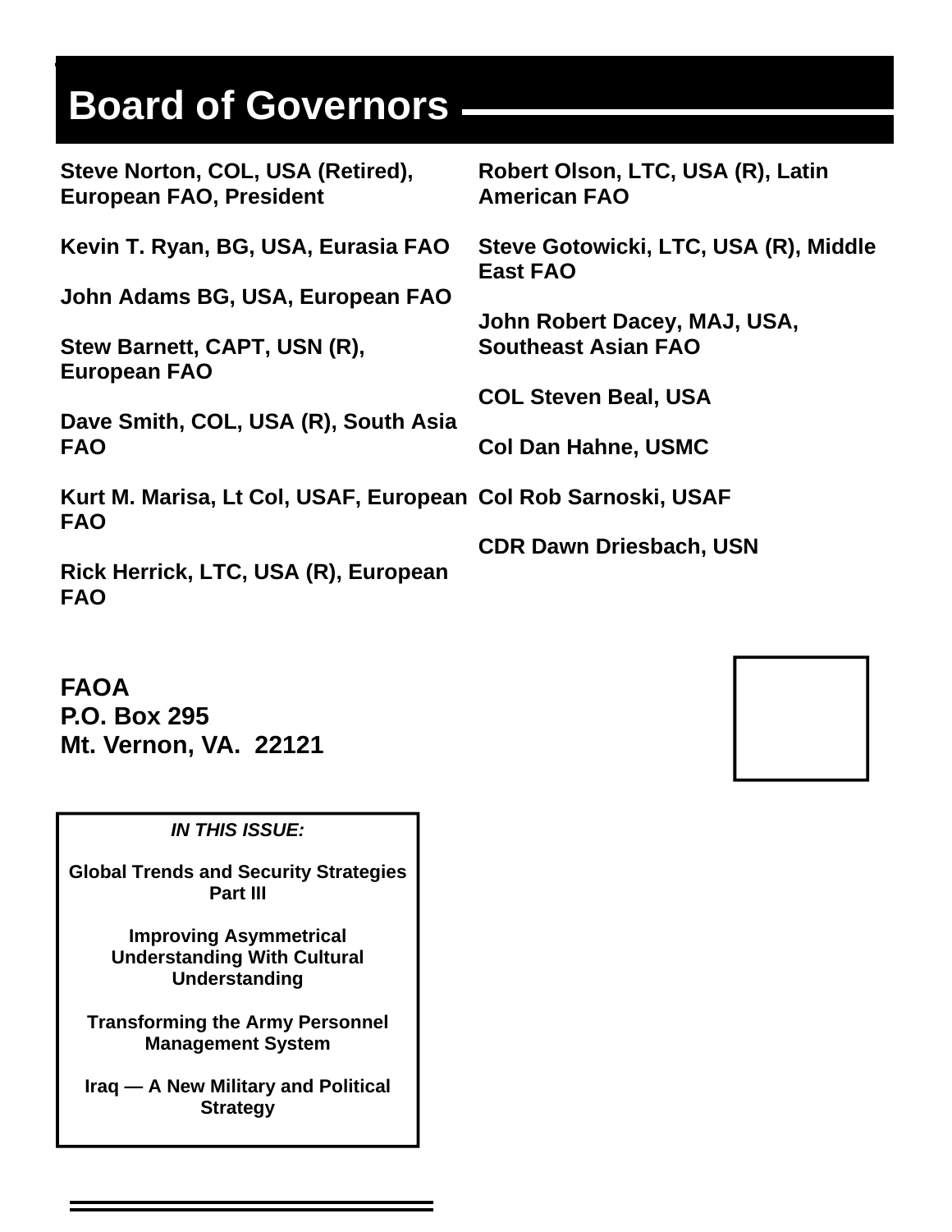# Board of Governors

**Steve Norton, COL, USA (Retired), European FAO, President**

**Kevin T. Ryan, BG, USA, Eurasia FAO**

**John Adams BG, USA, European FAO**

**Stew Barnett, CAPT, USN (R), European FAO**

**Dave Smith, COL, USA (R), South Asia FAO**

**Kurt M. Marisa, Lt Col, USAF, European FAO**

**Rick Herrick, LTC, USA (R), European FAO**

**Robert Olson, LTC, USA (R), Latin American FAO**

**Steve Gotowicki, LTC, USA (R), Middle East FAO**

**John Robert Dacey, MAJ, USA, Southeast Asian FAO**

**COL Steven Beal, USA**

**Col Dan Hahne, USMC**

**Col Rob Sarnoski, USAF**

**CDR Dawn Driesbach, USN**

**FAOA**
**P.O. Box 295**
**Mt. Vernon, VA. 22121**

***IN THIS ISSUE:***

**Global Trends and Security Strategies Part III**

**Improving Asymmetrical Understanding With Cultural Understanding**

**Transforming the Army Personnel Management System**

**Iraq — A New Military and Political Strategy**